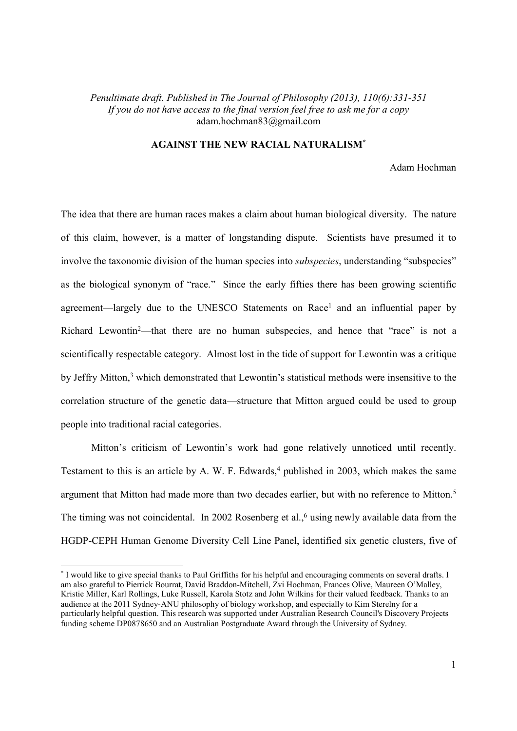*Penultimate draft. Published in The Journal of Philosophy (2013), 110(6):331-351*
*If you do not have access to the final version feel free to ask me for a copy*
adam.hochman83@gmail.com

# AGAINST THE NEW RACIAL NATURALISM[*]

Adam Hochman

The idea that there are human races makes a claim about human biological diversity. The nature of this claim, however, is a matter of longstanding dispute. Scientists have presumed it to involve the taxonomic division of the human species into *subspecies*, understanding "subspecies" as the biological synonym of "race." Since the early fifties there has been growing scientific agreement—largely due to the UNESCO Statements on Race[1] and an influential paper by Richard Lewontin[2]—that there are no human subspecies, and hence that "race" is not a scientifically respectable category. Almost lost in the tide of support for Lewontin was a critique by Jeffry Mitton,[3] which demonstrated that Lewontin's statistical methods were insensitive to the correlation structure of the genetic data—structure that Mitton argued could be used to group people into traditional racial categories.

Mitton's criticism of Lewontin's work had gone relatively unnoticed until recently. Testament to this is an article by A. W. F. Edwards,[4] published in 2003, which makes the same argument that Mitton had made more than two decades earlier, but with no reference to Mitton.[5] The timing was not coincidental. In 2002 Rosenberg et al.,[6] using newly available data from the HGDP-CEPH Human Genome Diversity Cell Line Panel, identified six genetic clusters, five of

[*] I would like to give special thanks to Paul Griffiths for his helpful and encouraging comments on several drafts. I am also grateful to Pierrick Bourrat, David Braddon-Mitchell, Zvi Hochman, Frances Olive, Maureen O'Malley, Kristie Miller, Karl Rollings, Luke Russell, Karola Stotz and John Wilkins for their valued feedback. Thanks to an audience at the 2011 Sydney-ANU philosophy of biology workshop, and especially to Kim Sterelny for a particularly helpful question. This research was supported under Australian Research Council's Discovery Projects funding scheme DP0878650 and an Australian Postgraduate Award through the University of Sydney.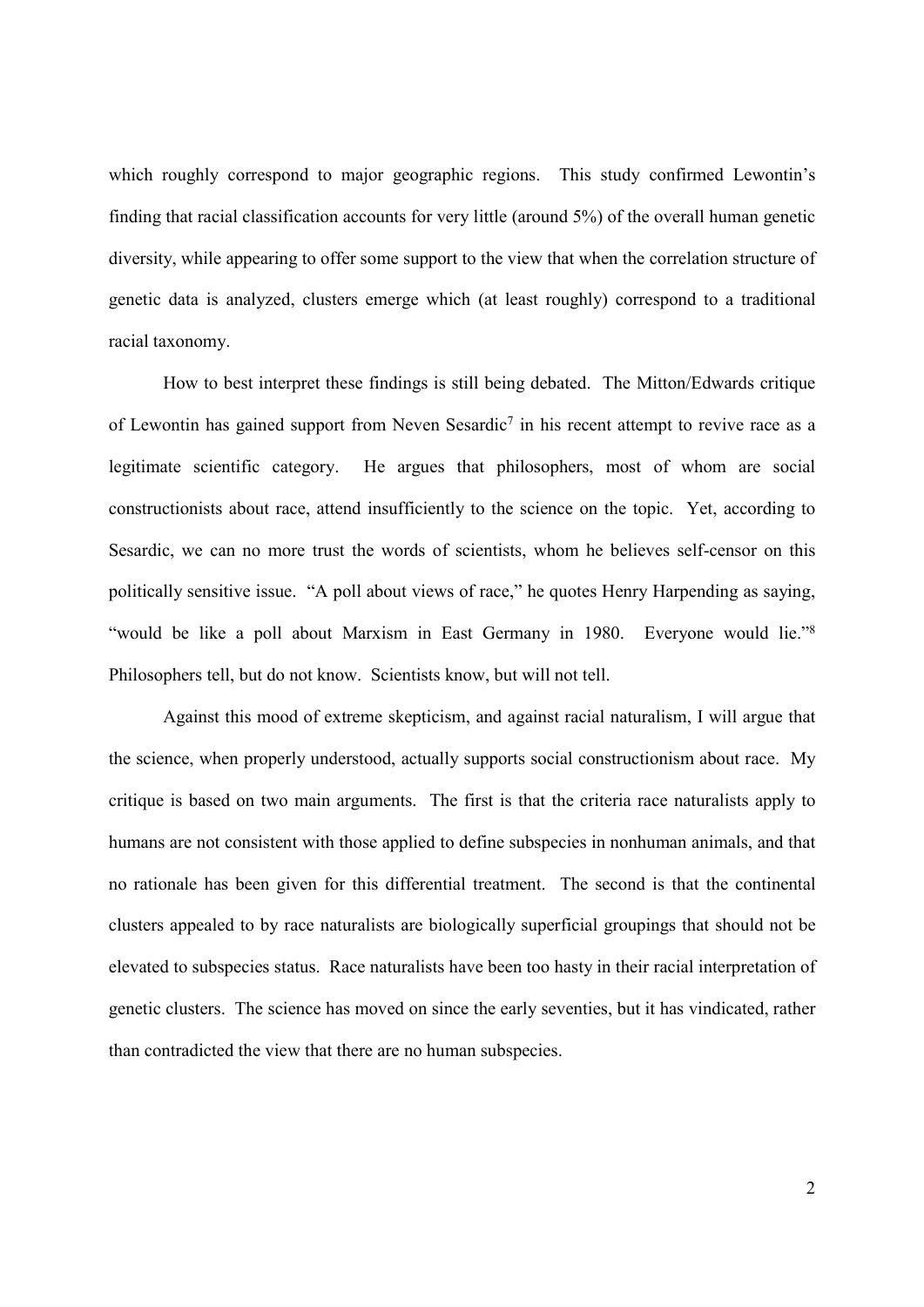which roughly correspond to major geographic regions. This study confirmed Lewontin's finding that racial classification accounts for very little (around 5%) of the overall human genetic diversity, while appearing to offer some support to the view that when the correlation structure of genetic data is analyzed, clusters emerge which (at least roughly) correspond to a traditional racial taxonomy.

How to best interpret these findings is still being debated. The Mitton/Edwards critique of Lewontin has gained support from Neven Sesardic[7] in his recent attempt to revive race as a legitimate scientific category. He argues that philosophers, most of whom are social constructionists about race, attend insufficiently to the science on the topic. Yet, according to Sesardic, we can no more trust the words of scientists, whom he believes self-censor on this politically sensitive issue. "A poll about views of race," he quotes Henry Harpending as saying, "would be like a poll about Marxism in East Germany in 1980. Everyone would lie."[8] Philosophers tell, but do not know. Scientists know, but will not tell.

Against this mood of extreme skepticism, and against racial naturalism, I will argue that the science, when properly understood, actually supports social constructionism about race. My critique is based on two main arguments. The first is that the criteria race naturalists apply to humans are not consistent with those applied to define subspecies in nonhuman animals, and that no rationale has been given for this differential treatment. The second is that the continental clusters appealed to by race naturalists are biologically superficial groupings that should not be elevated to subspecies status. Race naturalists have been too hasty in their racial interpretation of genetic clusters. The science has moved on since the early seventies, but it has vindicated, rather than contradicted the view that there are no human subspecies.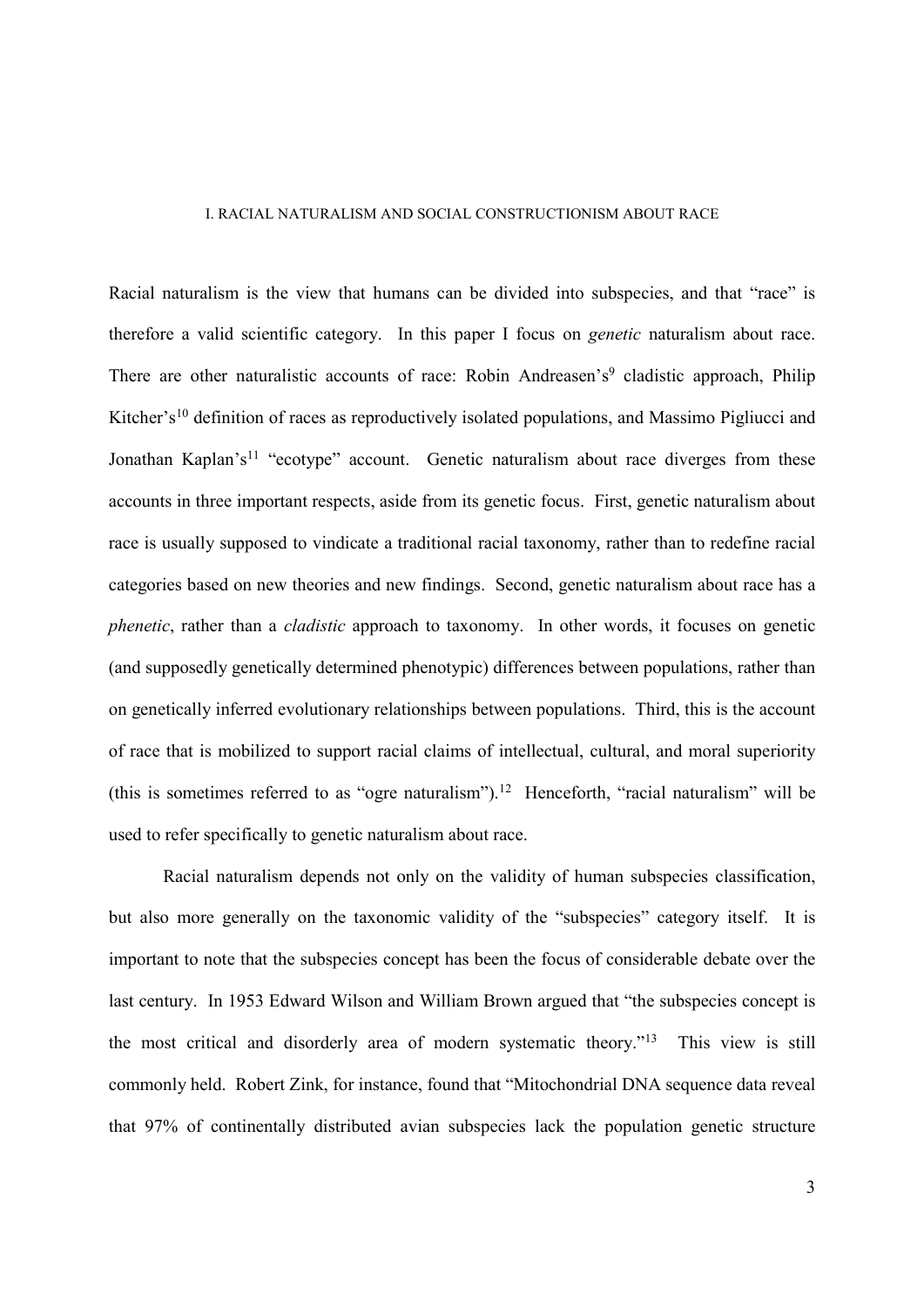## I. RACIAL NATURALISM AND SOCIAL CONSTRUCTIONISM ABOUT RACE

Racial naturalism is the view that humans can be divided into subspecies, and that "race" is therefore a valid scientific category. In this paper I focus on *genetic* naturalism about race. There are other naturalistic accounts of race: Robin Andreasen's[9] cladistic approach, Philip Kitcher's[10] definition of races as reproductively isolated populations, and Massimo Pigliucci and Jonathan Kaplan's[11] "ecotype" account. Genetic naturalism about race diverges from these accounts in three important respects, aside from its genetic focus. First, genetic naturalism about race is usually supposed to vindicate a traditional racial taxonomy, rather than to redefine racial categories based on new theories and new findings. Second, genetic naturalism about race has a *phenetic*, rather than a *cladistic* approach to taxonomy. In other words, it focuses on genetic (and supposedly genetically determined phenotypic) differences between populations, rather than on genetically inferred evolutionary relationships between populations. Third, this is the account of race that is mobilized to support racial claims of intellectual, cultural, and moral superiority (this is sometimes referred to as "ogre naturalism").[12] Henceforth, "racial naturalism" will be used to refer specifically to genetic naturalism about race.

Racial naturalism depends not only on the validity of human subspecies classification, but also more generally on the taxonomic validity of the "subspecies" category itself. It is important to note that the subspecies concept has been the focus of considerable debate over the last century. In 1953 Edward Wilson and William Brown argued that "the subspecies concept is the most critical and disorderly area of modern systematic theory."[13] This view is still commonly held. Robert Zink, for instance, found that "Mitochondrial DNA sequence data reveal that 97% of continentally distributed avian subspecies lack the population genetic structure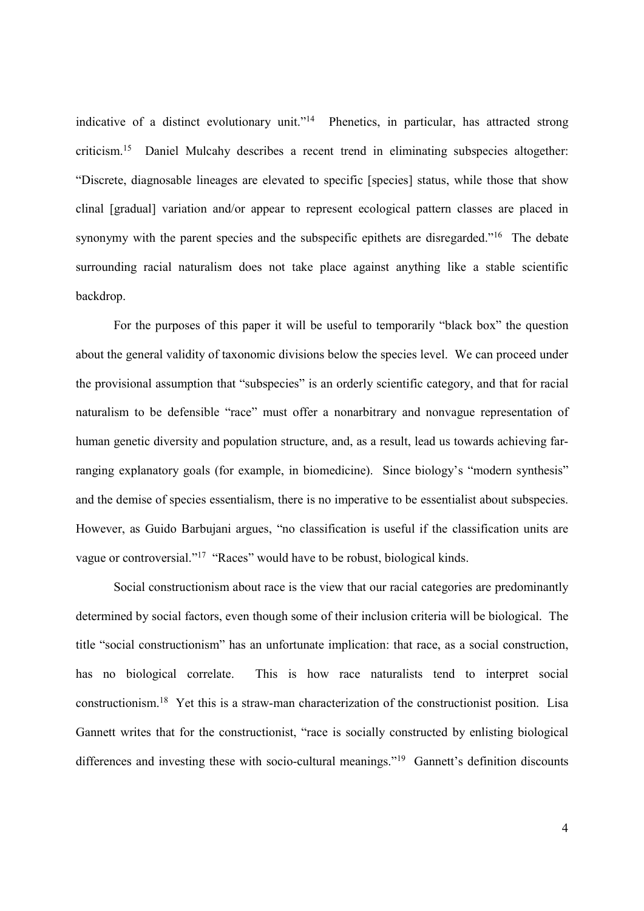indicative of a distinct evolutionary unit."[14] Phenetics, in particular, has attracted strong criticism.[15] Daniel Mulcahy describes a recent trend in eliminating subspecies altogether: "Discrete, diagnosable lineages are elevated to specific [species] status, while those that show clinal [gradual] variation and/or appear to represent ecological pattern classes are placed in synonymy with the parent species and the subspecific epithets are disregarded."[16] The debate surrounding racial naturalism does not take place against anything like a stable scientific backdrop.

For the purposes of this paper it will be useful to temporarily "black box" the question about the general validity of taxonomic divisions below the species level. We can proceed under the provisional assumption that "subspecies" is an orderly scientific category, and that for racial naturalism to be defensible "race" must offer a nonarbitrary and nonvague representation of human genetic diversity and population structure, and, as a result, lead us towards achieving far-ranging explanatory goals (for example, in biomedicine). Since biology's "modern synthesis" and the demise of species essentialism, there is no imperative to be essentialist about subspecies. However, as Guido Barbujani argues, "no classification is useful if the classification units are vague or controversial."[17] "Races" would have to be robust, biological kinds.

Social constructionism about race is the view that our racial categories are predominantly determined by social factors, even though some of their inclusion criteria will be biological. The title "social constructionism" has an unfortunate implication: that race, as a social construction, has no biological correlate. This is how race naturalists tend to interpret social constructionism.[18] Yet this is a straw-man characterization of the constructionist position. Lisa Gannett writes that for the constructionist, "race is socially constructed by enlisting biological differences and investing these with socio-cultural meanings."[19] Gannett's definition discounts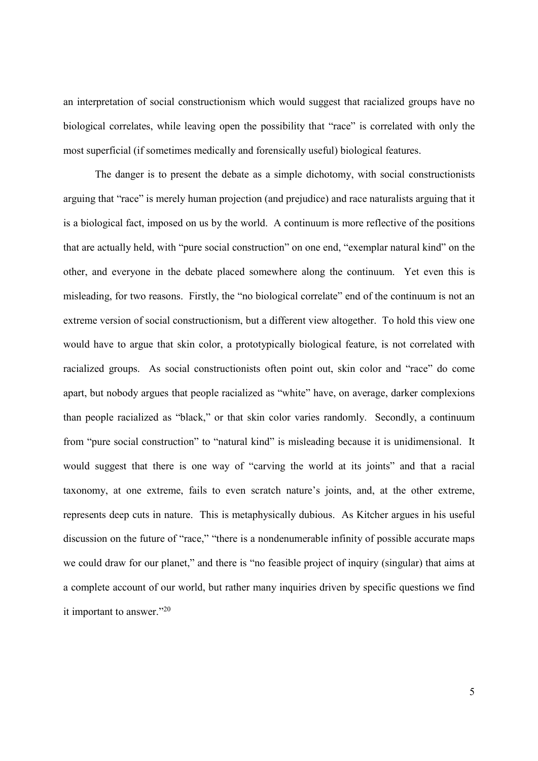an interpretation of social constructionism which would suggest that racialized groups have no biological correlates, while leaving open the possibility that "race" is correlated with only the most superficial (if sometimes medically and forensically useful) biological features.

The danger is to present the debate as a simple dichotomy, with social constructionists arguing that "race" is merely human projection (and prejudice) and race naturalists arguing that it is a biological fact, imposed on us by the world. A continuum is more reflective of the positions that are actually held, with "pure social construction" on one end, "exemplar natural kind" on the other, and everyone in the debate placed somewhere along the continuum. Yet even this is misleading, for two reasons. Firstly, the "no biological correlate" end of the continuum is not an extreme version of social constructionism, but a different view altogether. To hold this view one would have to argue that skin color, a prototypically biological feature, is not correlated with racialized groups. As social constructionists often point out, skin color and "race" do come apart, but nobody argues that people racialized as "white" have, on average, darker complexions than people racialized as "black," or that skin color varies randomly. Secondly, a continuum from "pure social construction" to "natural kind" is misleading because it is unidimensional. It would suggest that there is one way of "carving the world at its joints" and that a racial taxonomy, at one extreme, fails to even scratch nature's joints, and, at the other extreme, represents deep cuts in nature. This is metaphysically dubious. As Kitcher argues in his useful discussion on the future of "race," "there is a nondenumerable infinity of possible accurate maps we could draw for our planet," and there is "no feasible project of inquiry (singular) that aims at a complete account of our world, but rather many inquiries driven by specific questions we find it important to answer."[20]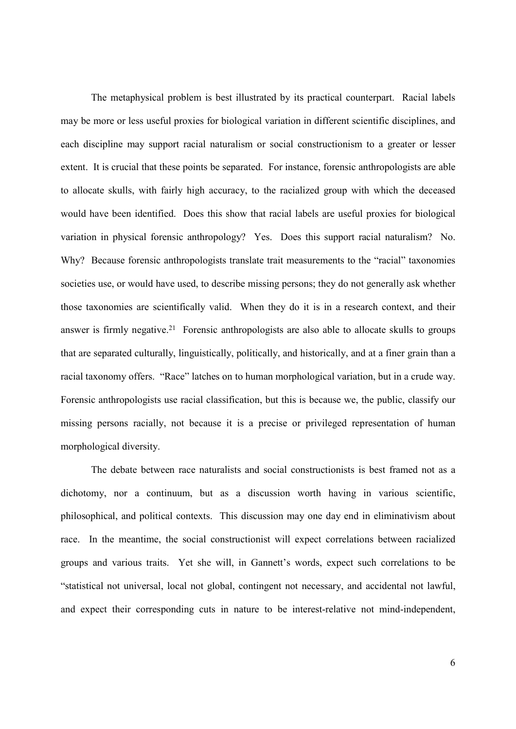The metaphysical problem is best illustrated by its practical counterpart. Racial labels may be more or less useful proxies for biological variation in different scientific disciplines, and each discipline may support racial naturalism or social constructionism to a greater or lesser extent. It is crucial that these points be separated. For instance, forensic anthropologists are able to allocate skulls, with fairly high accuracy, to the racialized group with which the deceased would have been identified. Does this show that racial labels are useful proxies for biological variation in physical forensic anthropology? Yes. Does this support racial naturalism? No. Why? Because forensic anthropologists translate trait measurements to the "racial" taxonomies societies use, or would have used, to describe missing persons; they do not generally ask whether those taxonomies are scientifically valid. When they do it is in a research context, and their answer is firmly negative.[21] Forensic anthropologists are also able to allocate skulls to groups that are separated culturally, linguistically, politically, and historically, and at a finer grain than a racial taxonomy offers. "Race" latches on to human morphological variation, but in a crude way. Forensic anthropologists use racial classification, but this is because we, the public, classify our missing persons racially, not because it is a precise or privileged representation of human morphological diversity.

The debate between race naturalists and social constructionists is best framed not as a dichotomy, nor a continuum, but as a discussion worth having in various scientific, philosophical, and political contexts. This discussion may one day end in eliminativism about race. In the meantime, the social constructionist will expect correlations between racialized groups and various traits. Yet she will, in Gannett's words, expect such correlations to be "statistical not universal, local not global, contingent not necessary, and accidental not lawful, and expect their corresponding cuts in nature to be interest-relative not mind-independent,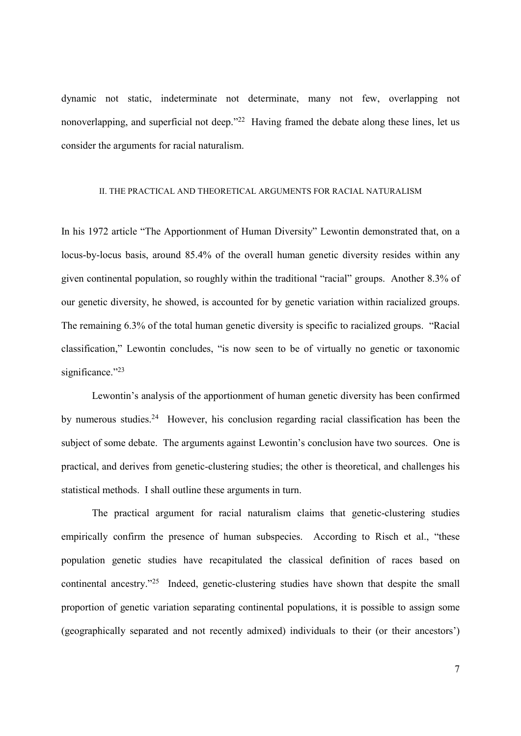dynamic not static, indeterminate not determinate, many not few, overlapping not nonoverlapping, and superficial not deep."[22] Having framed the debate along these lines, let us consider the arguments for racial naturalism.

## II. THE PRACTICAL AND THEORETICAL ARGUMENTS FOR RACIAL NATURALISM

In his 1972 article "The Apportionment of Human Diversity" Lewontin demonstrated that, on a locus-by-locus basis, around 85.4% of the overall human genetic diversity resides within any given continental population, so roughly within the traditional "racial" groups. Another 8.3% of our genetic diversity, he showed, is accounted for by genetic variation within racialized groups. The remaining 6.3% of the total human genetic diversity is specific to racialized groups. "Racial classification," Lewontin concludes, "is now seen to be of virtually no genetic or taxonomic significance."[23]

Lewontin's analysis of the apportionment of human genetic diversity has been confirmed by numerous studies.[24] However, his conclusion regarding racial classification has been the subject of some debate. The arguments against Lewontin's conclusion have two sources. One is practical, and derives from genetic-clustering studies; the other is theoretical, and challenges his statistical methods. I shall outline these arguments in turn.

The practical argument for racial naturalism claims that genetic-clustering studies empirically confirm the presence of human subspecies. According to Risch et al., "these population genetic studies have recapitulated the classical definition of races based on continental ancestry."[25] Indeed, genetic-clustering studies have shown that despite the small proportion of genetic variation separating continental populations, it is possible to assign some (geographically separated and not recently admixed) individuals to their (or their ancestors')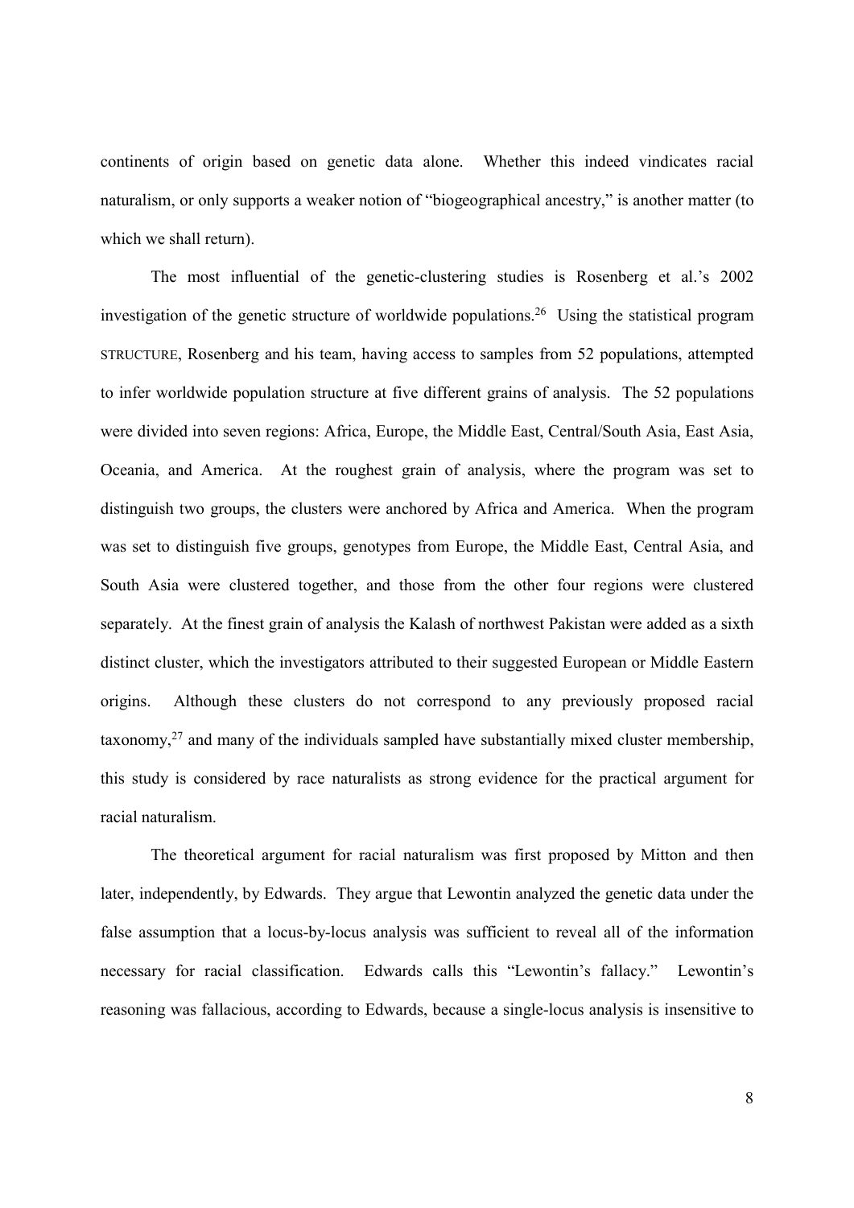continents of origin based on genetic data alone. Whether this indeed vindicates racial naturalism, or only supports a weaker notion of "biogeographical ancestry," is another matter (to which we shall return).

The most influential of the genetic-clustering studies is Rosenberg et al.'s 2002 investigation of the genetic structure of worldwide populations.[26] Using the statistical program STRUCTURE, Rosenberg and his team, having access to samples from 52 populations, attempted to infer worldwide population structure at five different grains of analysis. The 52 populations were divided into seven regions: Africa, Europe, the Middle East, Central/South Asia, East Asia, Oceania, and America. At the roughest grain of analysis, where the program was set to distinguish two groups, the clusters were anchored by Africa and America. When the program was set to distinguish five groups, genotypes from Europe, the Middle East, Central Asia, and South Asia were clustered together, and those from the other four regions were clustered separately. At the finest grain of analysis the Kalash of northwest Pakistan were added as a sixth distinct cluster, which the investigators attributed to their suggested European or Middle Eastern origins. Although these clusters do not correspond to any previously proposed racial taxonomy,[27] and many of the individuals sampled have substantially mixed cluster membership, this study is considered by race naturalists as strong evidence for the practical argument for racial naturalism.

The theoretical argument for racial naturalism was first proposed by Mitton and then later, independently, by Edwards. They argue that Lewontin analyzed the genetic data under the false assumption that a locus-by-locus analysis was sufficient to reveal all of the information necessary for racial classification. Edwards calls this "Lewontin's fallacy." Lewontin's reasoning was fallacious, according to Edwards, because a single-locus analysis is insensitive to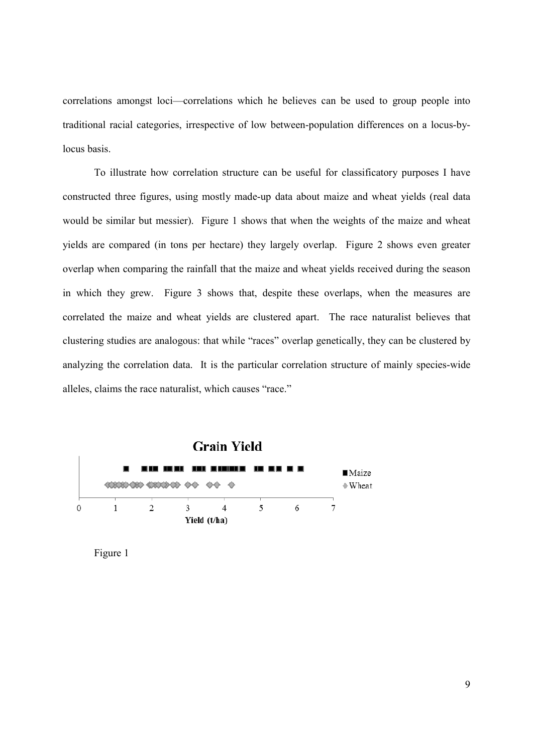correlations amongst loci—correlations which he believes can be used to group people into traditional racial categories, irrespective of low between-population differences on a locus-by-locus basis.

To illustrate how correlation structure can be useful for classificatory purposes I have constructed three figures, using mostly made-up data about maize and wheat yields (real data would be similar but messier). Figure 1 shows that when the weights of the maize and wheat yields are compared (in tons per hectare) they largely overlap. Figure 2 shows even greater overlap when comparing the rainfall that the maize and wheat yields received during the season in which they grew. Figure 3 shows that, despite these overlaps, when the measures are correlated the maize and wheat yields are clustered apart. The race naturalist believes that clustering studies are analogous: that while "races" overlap genetically, they can be clustered by analyzing the correlation data. It is the particular correlation structure of mainly species-wide alleles, claims the race naturalist, which causes "race."

**Grain Yield**

■ Maize
◆ Wheat

0 1 2 3 4 5 6 7

Yield (t/ha)

Figure 1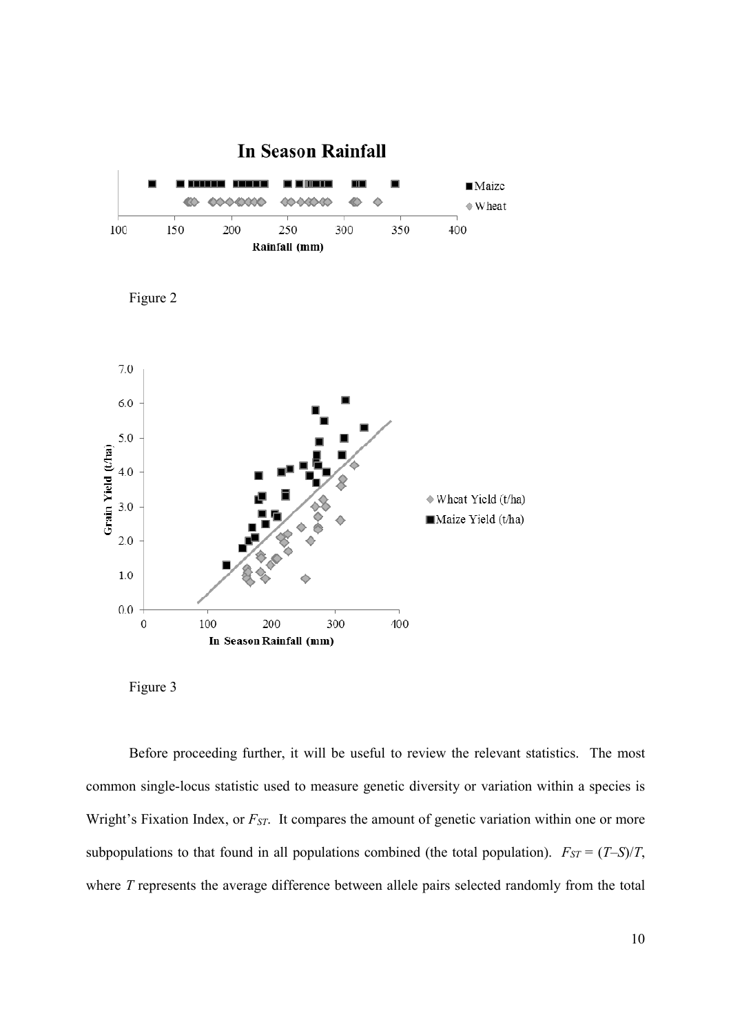Figure 2

Figure 3

Before proceeding further, it will be useful to review the relevant statistics. The most common single-locus statistic used to measure genetic diversity or variation within a species is Wright's Fixation Index, or $F_{ST}$. It compares the amount of genetic variation within one or more subpopulations to that found in all populations combined (the total population). $F_{ST} = (T–S)/T$, where $T$ represents the average difference between allele pairs selected randomly from the total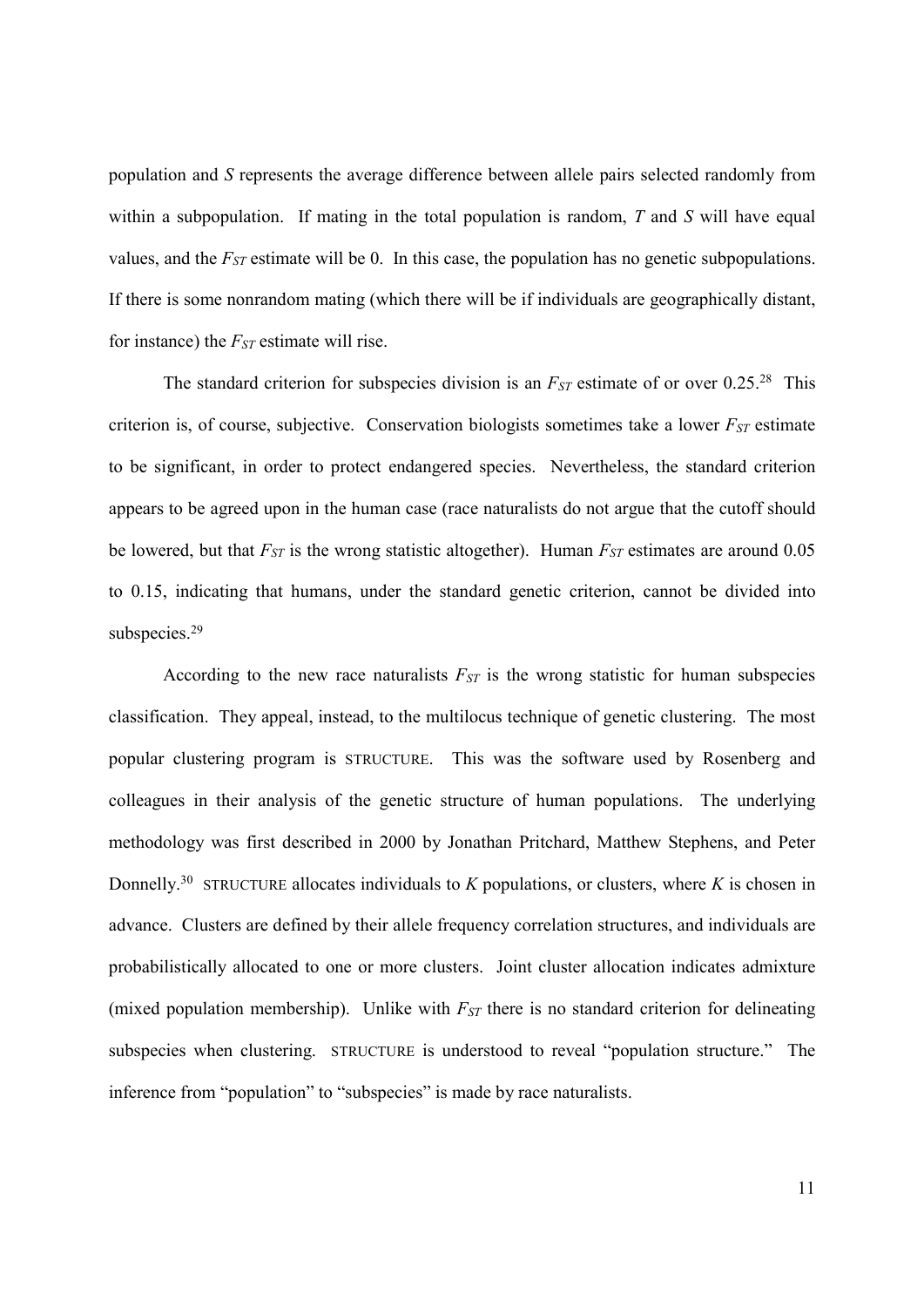population and *S* represents the average difference between allele pairs selected randomly from within a subpopulation. If mating in the total population is random, *T* and *S* will have equal values, and the $F_{ST}$ estimate will be 0. In this case, the population has no genetic subpopulations. If there is some nonrandom mating (which there will be if individuals are geographically distant, for instance) the $F_{ST}$ estimate will rise.

The standard criterion for subspecies division is an $F_{ST}$ estimate of or over 0.25.[28] This criterion is, of course, subjective. Conservation biologists sometimes take a lower $F_{ST}$ estimate to be significant, in order to protect endangered species. Nevertheless, the standard criterion appears to be agreed upon in the human case (race naturalists do not argue that the cutoff should be lowered, but that $F_{ST}$ is the wrong statistic altogether). Human $F_{ST}$ estimates are around 0.05 to 0.15, indicating that humans, under the standard genetic criterion, cannot be divided into subspecies.[29]

According to the new race naturalists $F_{ST}$ is the wrong statistic for human subspecies classification. They appeal, instead, to the multilocus technique of genetic clustering. The most popular clustering program is STRUCTURE. This was the software used by Rosenberg and colleagues in their analysis of the genetic structure of human populations. The underlying methodology was first described in 2000 by Jonathan Pritchard, Matthew Stephens, and Peter Donnelly.[30] STRUCTURE allocates individuals to *K* populations, or clusters, where *K* is chosen in advance. Clusters are defined by their allele frequency correlation structures, and individuals are probabilistically allocated to one or more clusters. Joint cluster allocation indicates admixture (mixed population membership). Unlike with $F_{ST}$ there is no standard criterion for delineating subspecies when clustering. STRUCTURE is understood to reveal "population structure." The inference from "population" to "subspecies" is made by race naturalists.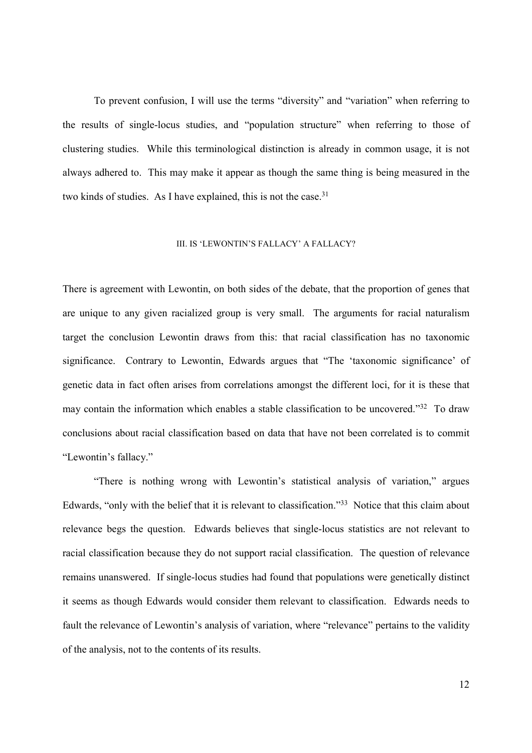To prevent confusion, I will use the terms “diversity” and “variation” when referring to the results of single-locus studies, and “population structure” when referring to those of clustering studies. While this terminological distinction is already in common usage, it is not always adhered to. This may make it appear as though the same thing is being measured in the two kinds of studies. As I have explained, this is not the case.[31]

## III. IS ‘LEWONTIN’S FALLACY’ A FALLACY?

There is agreement with Lewontin, on both sides of the debate, that the proportion of genes that are unique to any given racialized group is very small. The arguments for racial naturalism target the conclusion Lewontin draws from this: that racial classification has no taxonomic significance. Contrary to Lewontin, Edwards argues that “The ‘taxonomic significance’ of genetic data in fact often arises from correlations amongst the different loci, for it is these that may contain the information which enables a stable classification to be uncovered.”[32] To draw conclusions about racial classification based on data that have not been correlated is to commit “Lewontin’s fallacy.”

“There is nothing wrong with Lewontin’s statistical analysis of variation,” argues Edwards, “only with the belief that it is relevant to classification.”[33] Notice that this claim about relevance begs the question. Edwards believes that single-locus statistics are not relevant to racial classification because they do not support racial classification. The question of relevance remains unanswered. If single-locus studies had found that populations were genetically distinct it seems as though Edwards would consider them relevant to classification. Edwards needs to fault the relevance of Lewontin’s analysis of variation, where “relevance” pertains to the validity of the analysis, not to the contents of its results.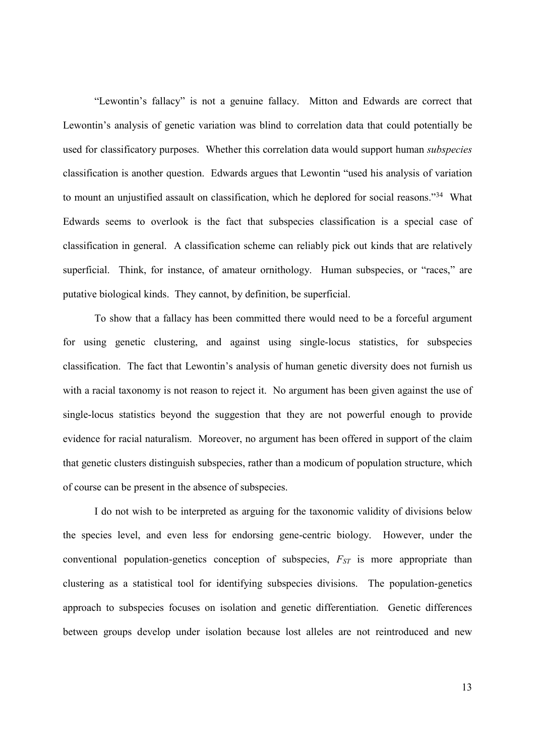"Lewontin's fallacy" is not a genuine fallacy. Mitton and Edwards are correct that Lewontin's analysis of genetic variation was blind to correlation data that could potentially be used for classificatory purposes. Whether this correlation data would support human *subspecies* classification is another question. Edwards argues that Lewontin "used his analysis of variation to mount an unjustified assault on classification, which he deplored for social reasons."[34] What Edwards seems to overlook is the fact that subspecies classification is a special case of classification in general. A classification scheme can reliably pick out kinds that are relatively superficial. Think, for instance, of amateur ornithology. Human subspecies, or "races," are putative biological kinds. They cannot, by definition, be superficial.

To show that a fallacy has been committed there would need to be a forceful argument for using genetic clustering, and against using single-locus statistics, for subspecies classification. The fact that Lewontin's analysis of human genetic diversity does not furnish us with a racial taxonomy is not reason to reject it. No argument has been given against the use of single-locus statistics beyond the suggestion that they are not powerful enough to provide evidence for racial naturalism. Moreover, no argument has been offered in support of the claim that genetic clusters distinguish subspecies, rather than a modicum of population structure, which of course can be present in the absence of subspecies.

I do not wish to be interpreted as arguing for the taxonomic validity of divisions below the species level, and even less for endorsing gene-centric biology. However, under the conventional population-genetics conception of subspecies, $F_{ST}$ is more appropriate than clustering as a statistical tool for identifying subspecies divisions. The population-genetics approach to subspecies focuses on isolation and genetic differentiation. Genetic differences between groups develop under isolation because lost alleles are not reintroduced and new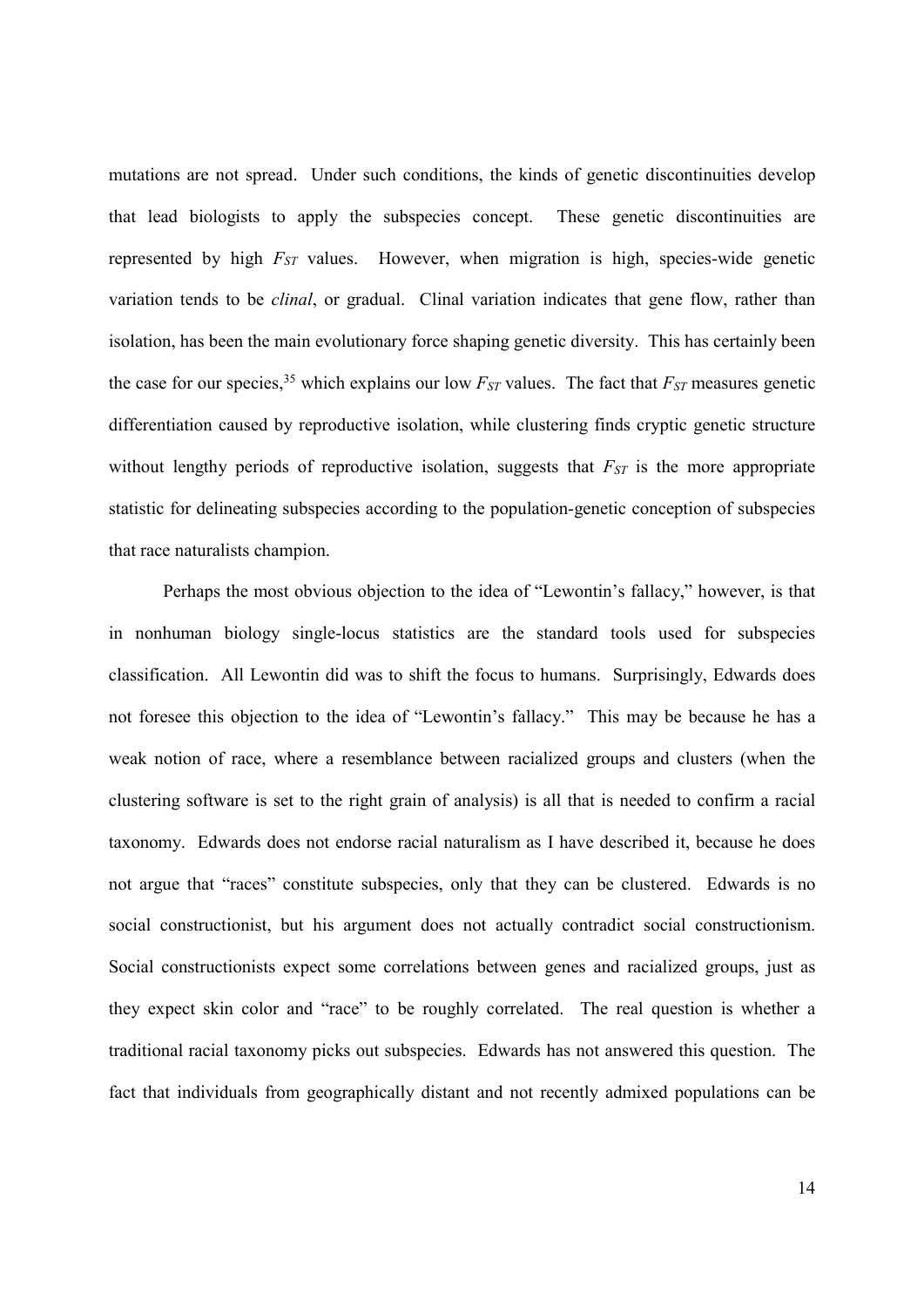mutations are not spread. Under such conditions, the kinds of genetic discontinuities develop that lead biologists to apply the subspecies concept. These genetic discontinuities are represented by high $F_{ST}$ values. However, when migration is high, species-wide genetic variation tends to be *clinal*, or gradual. Clinal variation indicates that gene flow, rather than isolation, has been the main evolutionary force shaping genetic diversity. This has certainly been the case for our species,[35] which explains our low $F_{ST}$ values. The fact that $F_{ST}$ measures genetic differentiation caused by reproductive isolation, while clustering finds cryptic genetic structure without lengthy periods of reproductive isolation, suggests that $F_{ST}$ is the more appropriate statistic for delineating subspecies according to the population-genetic conception of subspecies that race naturalists champion.

Perhaps the most obvious objection to the idea of "Lewontin's fallacy," however, is that in nonhuman biology single-locus statistics are the standard tools used for subspecies classification. All Lewontin did was to shift the focus to humans. Surprisingly, Edwards does not foresee this objection to the idea of "Lewontin's fallacy." This may be because he has a weak notion of race, where a resemblance between racialized groups and clusters (when the clustering software is set to the right grain of analysis) is all that is needed to confirm a racial taxonomy. Edwards does not endorse racial naturalism as I have described it, because he does not argue that "races" constitute subspecies, only that they can be clustered. Edwards is no social constructionist, but his argument does not actually contradict social constructionism. Social constructionists expect some correlations between genes and racialized groups, just as they expect skin color and "race" to be roughly correlated. The real question is whether a traditional racial taxonomy picks out subspecies. Edwards has not answered this question. The fact that individuals from geographically distant and not recently admixed populations can be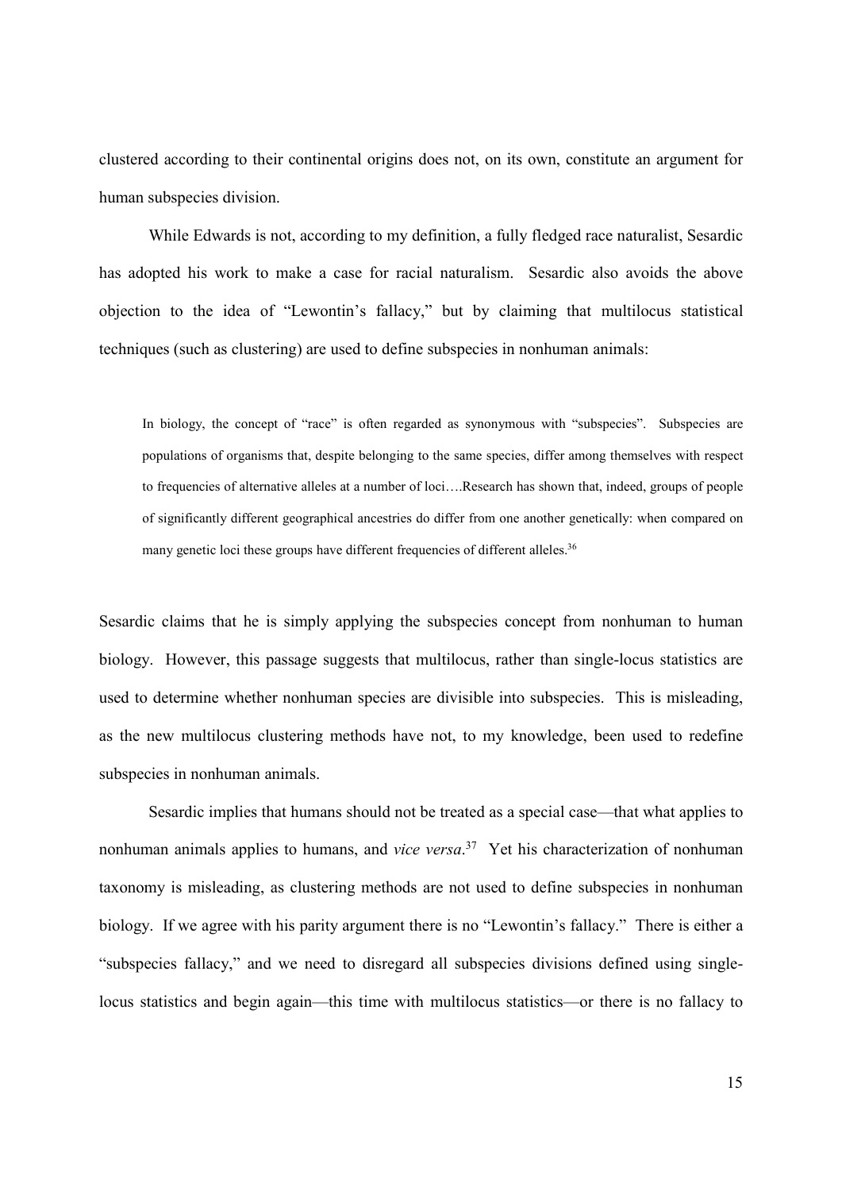clustered according to their continental origins does not, on its own, constitute an argument for human subspecies division.

While Edwards is not, according to my definition, a fully fledged race naturalist, Sesardic has adopted his work to make a case for racial naturalism. Sesardic also avoids the above objection to the idea of "Lewontin's fallacy," but by claiming that multilocus statistical techniques (such as clustering) are used to define subspecies in nonhuman animals:

> In biology, the concept of "race" is often regarded as synonymous with "subspecies". Subspecies are populations of organisms that, despite belonging to the same species, differ among themselves with respect to frequencies of alternative alleles at a number of loci….Research has shown that, indeed, groups of people of significantly different geographical ancestries do differ from one another genetically: when compared on many genetic loci these groups have different frequencies of different alleles.[36]

Sesardic claims that he is simply applying the subspecies concept from nonhuman to human biology. However, this passage suggests that multilocus, rather than single-locus statistics are used to determine whether nonhuman species are divisible into subspecies. This is misleading, as the new multilocus clustering methods have not, to my knowledge, been used to redefine subspecies in nonhuman animals.

Sesardic implies that humans should not be treated as a special case—that what applies to nonhuman animals applies to humans, and *vice versa*.[37] Yet his characterization of nonhuman taxonomy is misleading, as clustering methods are not used to define subspecies in nonhuman biology. If we agree with his parity argument there is no "Lewontin's fallacy." There is either a "subspecies fallacy," and we need to disregard all subspecies divisions defined using single-locus statistics and begin again—this time with multilocus statistics—or there is no fallacy to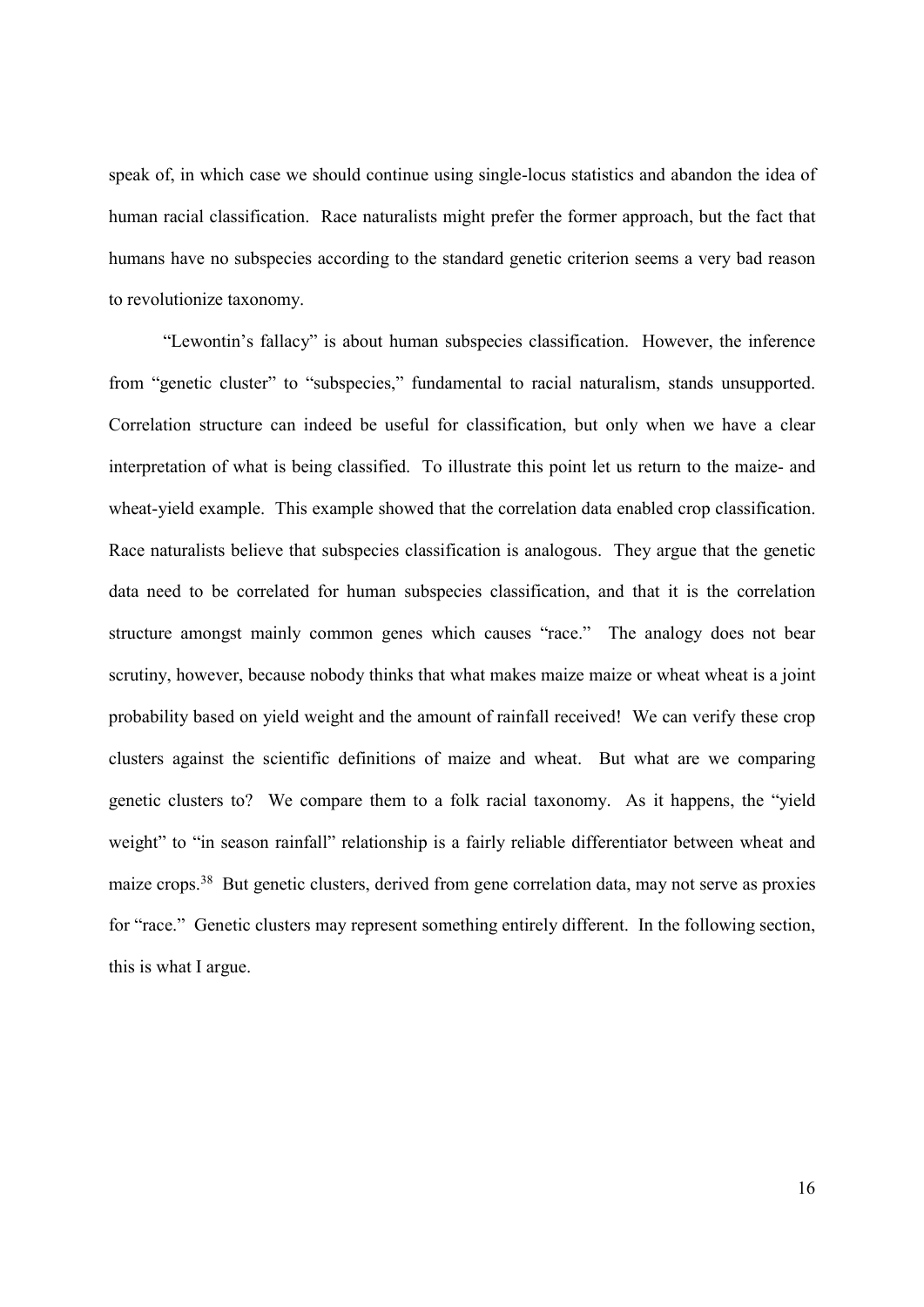speak of, in which case we should continue using single-locus statistics and abandon the idea of human racial classification. Race naturalists might prefer the former approach, but the fact that humans have no subspecies according to the standard genetic criterion seems a very bad reason to revolutionize taxonomy.

"Lewontin's fallacy" is about human subspecies classification. However, the inference from "genetic cluster" to "subspecies," fundamental to racial naturalism, stands unsupported. Correlation structure can indeed be useful for classification, but only when we have a clear interpretation of what is being classified. To illustrate this point let us return to the maize- and wheat-yield example. This example showed that the correlation data enabled crop classification. Race naturalists believe that subspecies classification is analogous. They argue that the genetic data need to be correlated for human subspecies classification, and that it is the correlation structure amongst mainly common genes which causes "race." The analogy does not bear scrutiny, however, because nobody thinks that what makes maize maize or wheat wheat is a joint probability based on yield weight and the amount of rainfall received! We can verify these crop clusters against the scientific definitions of maize and wheat. But what are we comparing genetic clusters to? We compare them to a folk racial taxonomy. As it happens, the "yield weight" to "in season rainfall" relationship is a fairly reliable differentiator between wheat and maize crops.[38] But genetic clusters, derived from gene correlation data, may not serve as proxies for "race." Genetic clusters may represent something entirely different. In the following section, this is what I argue.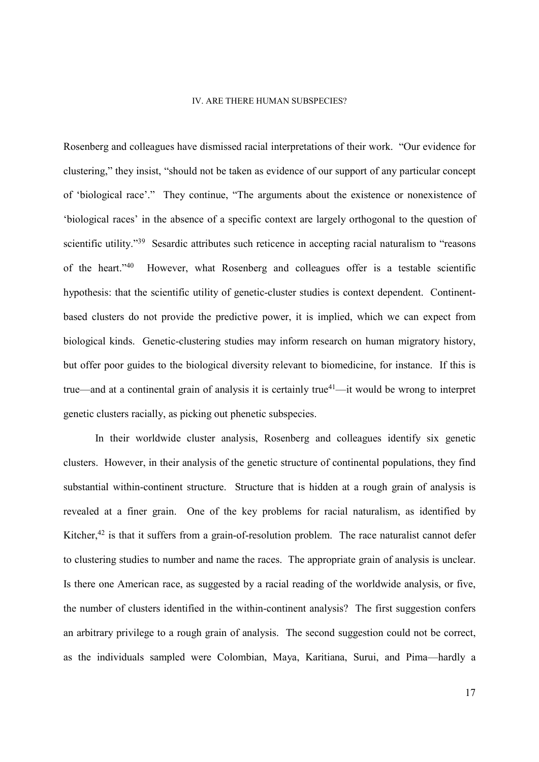## IV. ARE THERE HUMAN SUBSPECIES?

Rosenberg and colleagues have dismissed racial interpretations of their work. "Our evidence for clustering," they insist, "should not be taken as evidence of our support of any particular concept of 'biological race'." They continue, "The arguments about the existence or nonexistence of 'biological races' in the absence of a specific context are largely orthogonal to the question of scientific utility."[39] Sesardic attributes such reticence in accepting racial naturalism to "reasons of the heart."[40] However, what Rosenberg and colleagues offer is a testable scientific hypothesis: that the scientific utility of genetic-cluster studies is context dependent. Continent-based clusters do not provide the predictive power, it is implied, which we can expect from biological kinds. Genetic-clustering studies may inform research on human migratory history, but offer poor guides to the biological diversity relevant to biomedicine, for instance. If this is true—and at a continental grain of analysis it is certainly true[41]—it would be wrong to interpret genetic clusters racially, as picking out phenetic subspecies.

In their worldwide cluster analysis, Rosenberg and colleagues identify six genetic clusters. However, in their analysis of the genetic structure of continental populations, they find substantial within-continent structure. Structure that is hidden at a rough grain of analysis is revealed at a finer grain. One of the key problems for racial naturalism, as identified by Kitcher,[42] is that it suffers from a grain-of-resolution problem. The race naturalist cannot defer to clustering studies to number and name the races. The appropriate grain of analysis is unclear. Is there one American race, as suggested by a racial reading of the worldwide analysis, or five, the number of clusters identified in the within-continent analysis? The first suggestion confers an arbitrary privilege to a rough grain of analysis. The second suggestion could not be correct, as the individuals sampled were Colombian, Maya, Karitiana, Surui, and Pima—hardly a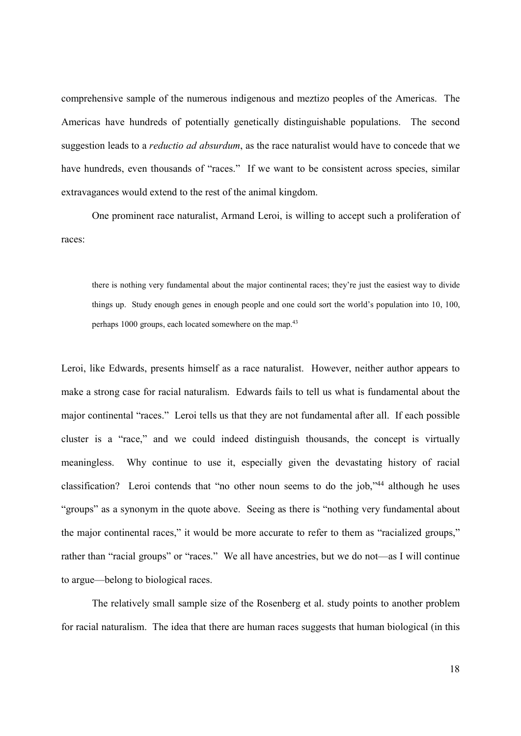comprehensive sample of the numerous indigenous and meztizo peoples of the Americas. The Americas have hundreds of potentially genetically distinguishable populations. The second suggestion leads to a *reductio ad absurdum*, as the race naturalist would have to concede that we have hundreds, even thousands of "races." If we want to be consistent across species, similar extravagances would extend to the rest of the animal kingdom.

One prominent race naturalist, Armand Leroi, is willing to accept such a proliferation of races:

> there is nothing very fundamental about the major continental races; they're just the easiest way to divide things up. Study enough genes in enough people and one could sort the world's population into 10, 100, perhaps 1000 groups, each located somewhere on the map.[43]

Leroi, like Edwards, presents himself as a race naturalist. However, neither author appears to make a strong case for racial naturalism. Edwards fails to tell us what is fundamental about the major continental "races." Leroi tells us that they are not fundamental after all. If each possible cluster is a "race," and we could indeed distinguish thousands, the concept is virtually meaningless. Why continue to use it, especially given the devastating history of racial classification? Leroi contends that "no other noun seems to do the job,"[44] although he uses "groups" as a synonym in the quote above. Seeing as there is "nothing very fundamental about the major continental races," it would be more accurate to refer to them as "racialized groups," rather than "racial groups" or "races." We all have ancestries, but we do not—as I will continue to argue—belong to biological races.

The relatively small sample size of the Rosenberg et al. study points to another problem for racial naturalism. The idea that there are human races suggests that human biological (in this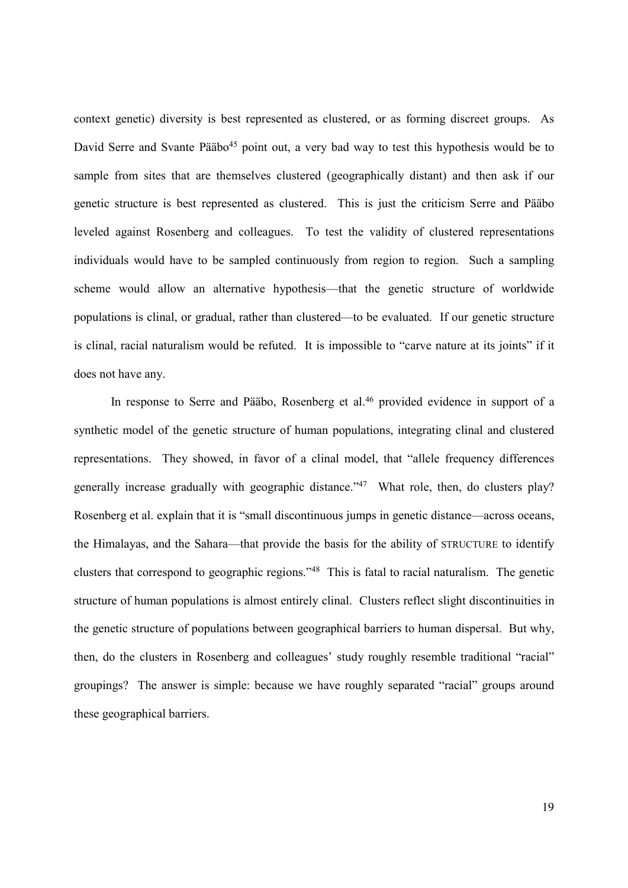context genetic) diversity is best represented as clustered, or as forming discreet groups. As David Serre and Svante Pääbo[45] point out, a very bad way to test this hypothesis would be to sample from sites that are themselves clustered (geographically distant) and then ask if our genetic structure is best represented as clustered. This is just the criticism Serre and Pääbo leveled against Rosenberg and colleagues. To test the validity of clustered representations individuals would have to be sampled continuously from region to region. Such a sampling scheme would allow an alternative hypothesis—that the genetic structure of worldwide populations is clinal, or gradual, rather than clustered—to be evaluated. If our genetic structure is clinal, racial naturalism would be refuted. It is impossible to "carve nature at its joints" if it does not have any.

In response to Serre and Pääbo, Rosenberg et al.[46] provided evidence in support of a synthetic model of the genetic structure of human populations, integrating clinal and clustered representations. They showed, in favor of a clinal model, that "allele frequency differences generally increase gradually with geographic distance."[47] What role, then, do clusters play? Rosenberg et al. explain that it is "small discontinuous jumps in genetic distance—across oceans, the Himalayas, and the Sahara—that provide the basis for the ability of STRUCTURE to identify clusters that correspond to geographic regions."[48] This is fatal to racial naturalism. The genetic structure of human populations is almost entirely clinal. Clusters reflect slight discontinuities in the genetic structure of populations between geographical barriers to human dispersal. But why, then, do the clusters in Rosenberg and colleagues' study roughly resemble traditional "racial" groupings? The answer is simple: because we have roughly separated "racial" groups around these geographical barriers.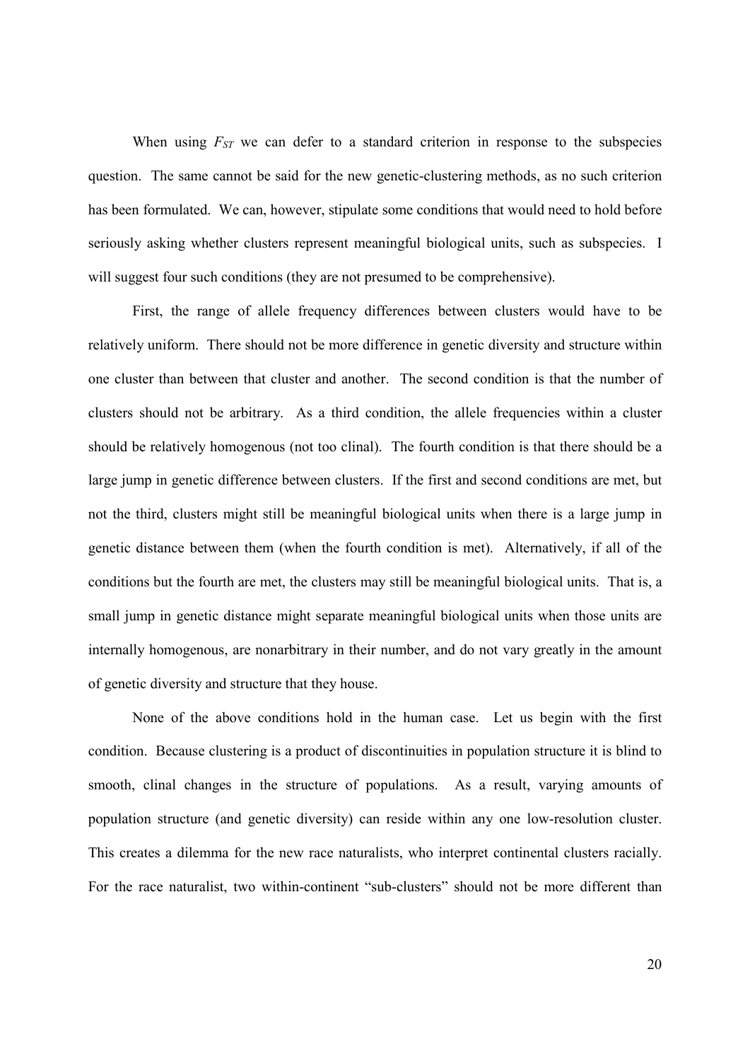When using $F_{ST}$ we can defer to a standard criterion in response to the subspecies question. The same cannot be said for the new genetic-clustering methods, as no such criterion has been formulated. We can, however, stipulate some conditions that would need to hold before seriously asking whether clusters represent meaningful biological units, such as subspecies. I will suggest four such conditions (they are not presumed to be comprehensive).

First, the range of allele frequency differences between clusters would have to be relatively uniform. There should not be more difference in genetic diversity and structure within one cluster than between that cluster and another. The second condition is that the number of clusters should not be arbitrary. As a third condition, the allele frequencies within a cluster should be relatively homogenous (not too clinal). The fourth condition is that there should be a large jump in genetic difference between clusters. If the first and second conditions are met, but not the third, clusters might still be meaningful biological units when there is a large jump in genetic distance between them (when the fourth condition is met). Alternatively, if all of the conditions but the fourth are met, the clusters may still be meaningful biological units. That is, a small jump in genetic distance might separate meaningful biological units when those units are internally homogenous, are nonarbitrary in their number, and do not vary greatly in the amount of genetic diversity and structure that they house.

None of the above conditions hold in the human case. Let us begin with the first condition. Because clustering is a product of discontinuities in population structure it is blind to smooth, clinal changes in the structure of populations. As a result, varying amounts of population structure (and genetic diversity) can reside within any one low-resolution cluster. This creates a dilemma for the new race naturalists, who interpret continental clusters racially. For the race naturalist, two within-continent "sub-clusters" should not be more different than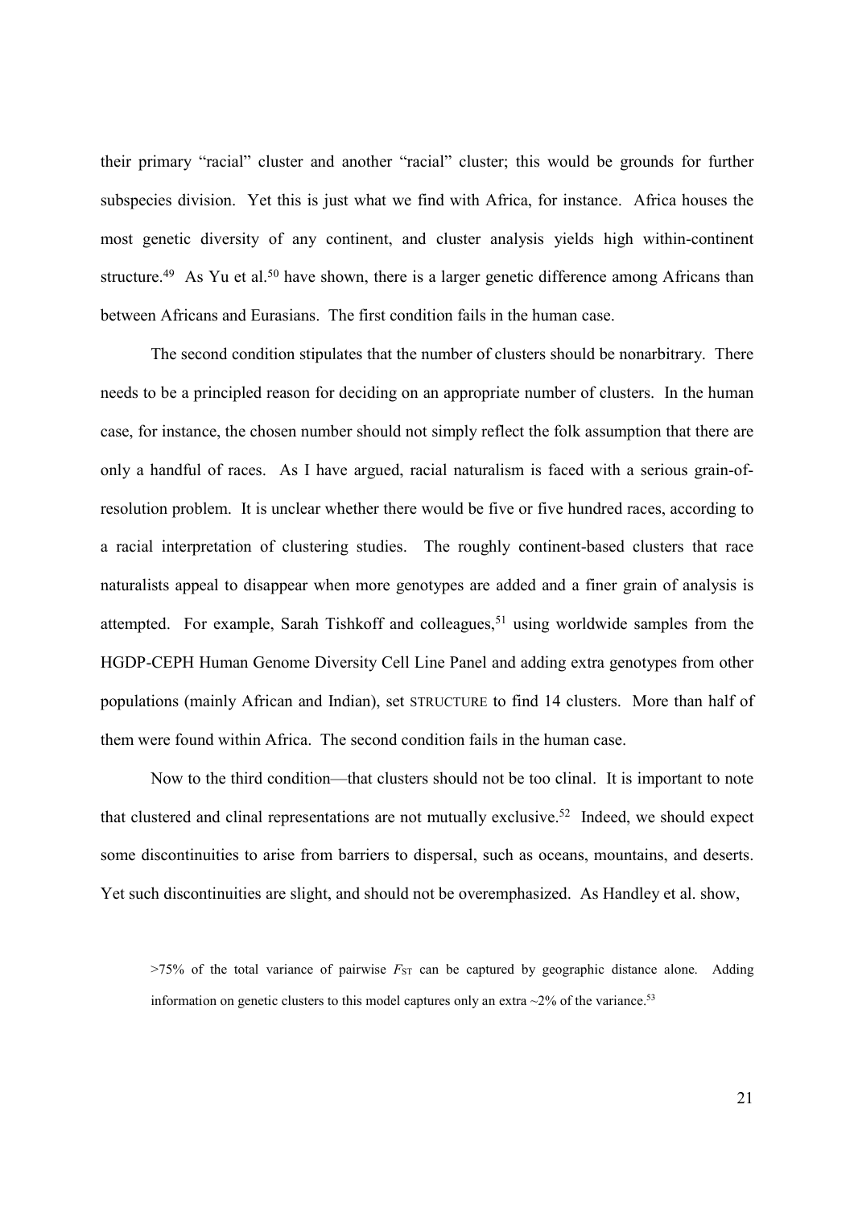their primary "racial" cluster and another "racial" cluster; this would be grounds for further subspecies division. Yet this is just what we find with Africa, for instance. Africa houses the most genetic diversity of any continent, and cluster analysis yields high within-continent structure.[49] As Yu et al.[50] have shown, there is a larger genetic difference among Africans than between Africans and Eurasians. The first condition fails in the human case.

The second condition stipulates that the number of clusters should be nonarbitrary. There needs to be a principled reason for deciding on an appropriate number of clusters. In the human case, for instance, the chosen number should not simply reflect the folk assumption that there are only a handful of races. As I have argued, racial naturalism is faced with a serious grain-of-resolution problem. It is unclear whether there would be five or five hundred races, according to a racial interpretation of clustering studies. The roughly continent-based clusters that race naturalists appeal to disappear when more genotypes are added and a finer grain of analysis is attempted. For example, Sarah Tishkoff and colleagues,[51] using worldwide samples from the HGDP-CEPH Human Genome Diversity Cell Line Panel and adding extra genotypes from other populations (mainly African and Indian), set STRUCTURE to find 14 clusters. More than half of them were found within Africa. The second condition fails in the human case.

Now to the third condition—that clusters should not be too clinal. It is important to note that clustered and clinal representations are not mutually exclusive.[52] Indeed, we should expect some discontinuities to arise from barriers to dispersal, such as oceans, mountains, and deserts. Yet such discontinuities are slight, and should not be overemphasized. As Handley et al. show,

> >75% of the total variance of pairwise $F_{ST}$ can be captured by geographic distance alone. Adding information on genetic clusters to this model captures only an extra ~2% of the variance.[53]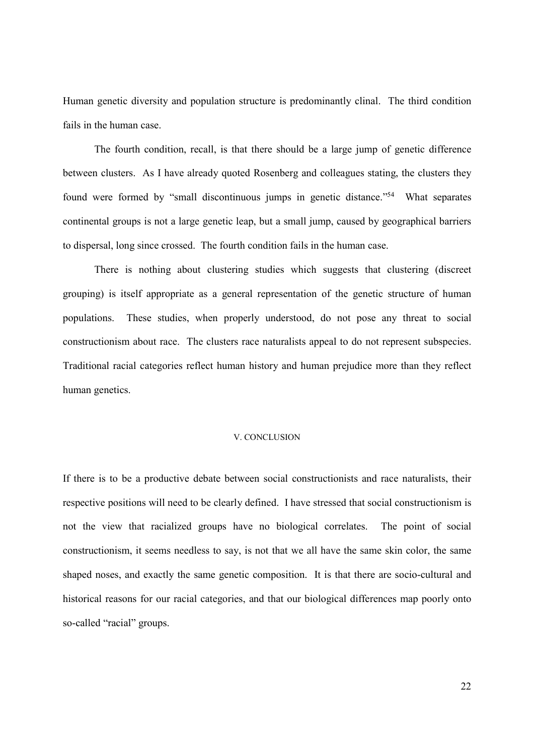Human genetic diversity and population structure is predominantly clinal. The third condition fails in the human case.

The fourth condition, recall, is that there should be a large jump of genetic difference between clusters. As I have already quoted Rosenberg and colleagues stating, the clusters they found were formed by "small discontinuous jumps in genetic distance."[54] What separates continental groups is not a large genetic leap, but a small jump, caused by geographical barriers to dispersal, long since crossed. The fourth condition fails in the human case.

There is nothing about clustering studies which suggests that clustering (discreet grouping) is itself appropriate as a general representation of the genetic structure of human populations. These studies, when properly understood, do not pose any threat to social constructionism about race. The clusters race naturalists appeal to do not represent subspecies. Traditional racial categories reflect human history and human prejudice more than they reflect human genetics.

## V. CONCLUSION

If there is to be a productive debate between social constructionists and race naturalists, their respective positions will need to be clearly defined. I have stressed that social constructionism is not the view that racialized groups have no biological correlates. The point of social constructionism, it seems needless to say, is not that we all have the same skin color, the same shaped noses, and exactly the same genetic composition. It is that there are socio-cultural and historical reasons for our racial categories, and that our biological differences map poorly onto so-called "racial" groups.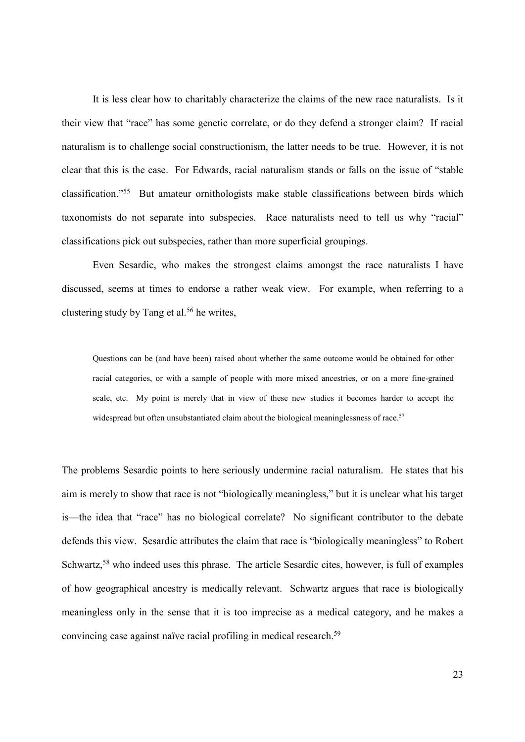It is less clear how to charitably characterize the claims of the new race naturalists. Is it their view that "race" has some genetic correlate, or do they defend a stronger claim? If racial naturalism is to challenge social constructionism, the latter needs to be true. However, it is not clear that this is the case. For Edwards, racial naturalism stands or falls on the issue of "stable classification."[55] But amateur ornithologists make stable classifications between birds which taxonomists do not separate into subspecies. Race naturalists need to tell us why "racial" classifications pick out subspecies, rather than more superficial groupings.

Even Sesardic, who makes the strongest claims amongst the race naturalists I have discussed, seems at times to endorse a rather weak view. For example, when referring to a clustering study by Tang et al.[56] he writes,

> Questions can be (and have been) raised about whether the same outcome would be obtained for other racial categories, or with a sample of people with more mixed ancestries, or on a more fine-grained scale, etc. My point is merely that in view of these new studies it becomes harder to accept the widespread but often unsubstantiated claim about the biological meaninglessness of race.[57]

The problems Sesardic points to here seriously undermine racial naturalism. He states that his aim is merely to show that race is not "biologically meaningless," but it is unclear what his target is—the idea that "race" has no biological correlate? No significant contributor to the debate defends this view. Sesardic attributes the claim that race is "biologically meaningless" to Robert Schwartz,[58] who indeed uses this phrase. The article Sesardic cites, however, is full of examples of how geographical ancestry is medically relevant. Schwartz argues that race is biologically meaningless only in the sense that it is too imprecise as a medical category, and he makes a convincing case against naïve racial profiling in medical research.[59]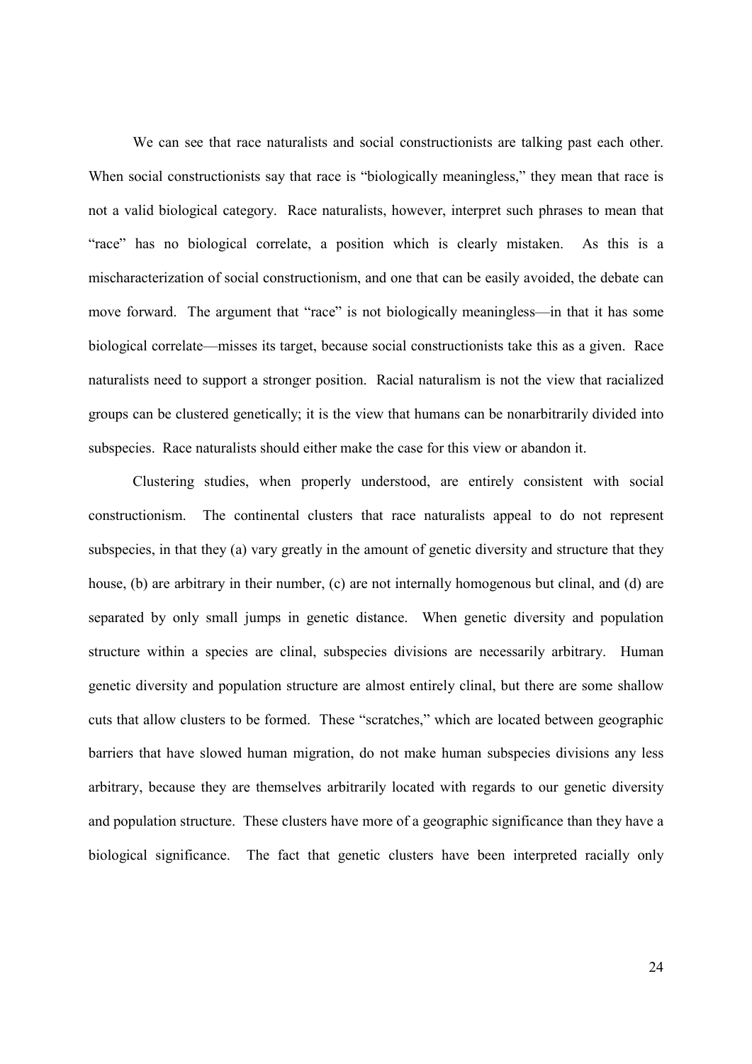We can see that race naturalists and social constructionists are talking past each other. When social constructionists say that race is "biologically meaningless," they mean that race is not a valid biological category. Race naturalists, however, interpret such phrases to mean that "race" has no biological correlate, a position which is clearly mistaken. As this is a mischaracterization of social constructionism, and one that can be easily avoided, the debate can move forward. The argument that "race" is not biologically meaningless—in that it has some biological correlate—misses its target, because social constructionists take this as a given. Race naturalists need to support a stronger position. Racial naturalism is not the view that racialized groups can be clustered genetically; it is the view that humans can be nonarbitrarily divided into subspecies. Race naturalists should either make the case for this view or abandon it.

Clustering studies, when properly understood, are entirely consistent with social constructionism. The continental clusters that race naturalists appeal to do not represent subspecies, in that they (a) vary greatly in the amount of genetic diversity and structure that they house, (b) are arbitrary in their number, (c) are not internally homogenous but clinal, and (d) are separated by only small jumps in genetic distance. When genetic diversity and population structure within a species are clinal, subspecies divisions are necessarily arbitrary. Human genetic diversity and population structure are almost entirely clinal, but there are some shallow cuts that allow clusters to be formed. These "scratches," which are located between geographic barriers that have slowed human migration, do not make human subspecies divisions any less arbitrary, because they are themselves arbitrarily located with regards to our genetic diversity and population structure. These clusters have more of a geographic significance than they have a biological significance. The fact that genetic clusters have been interpreted racially only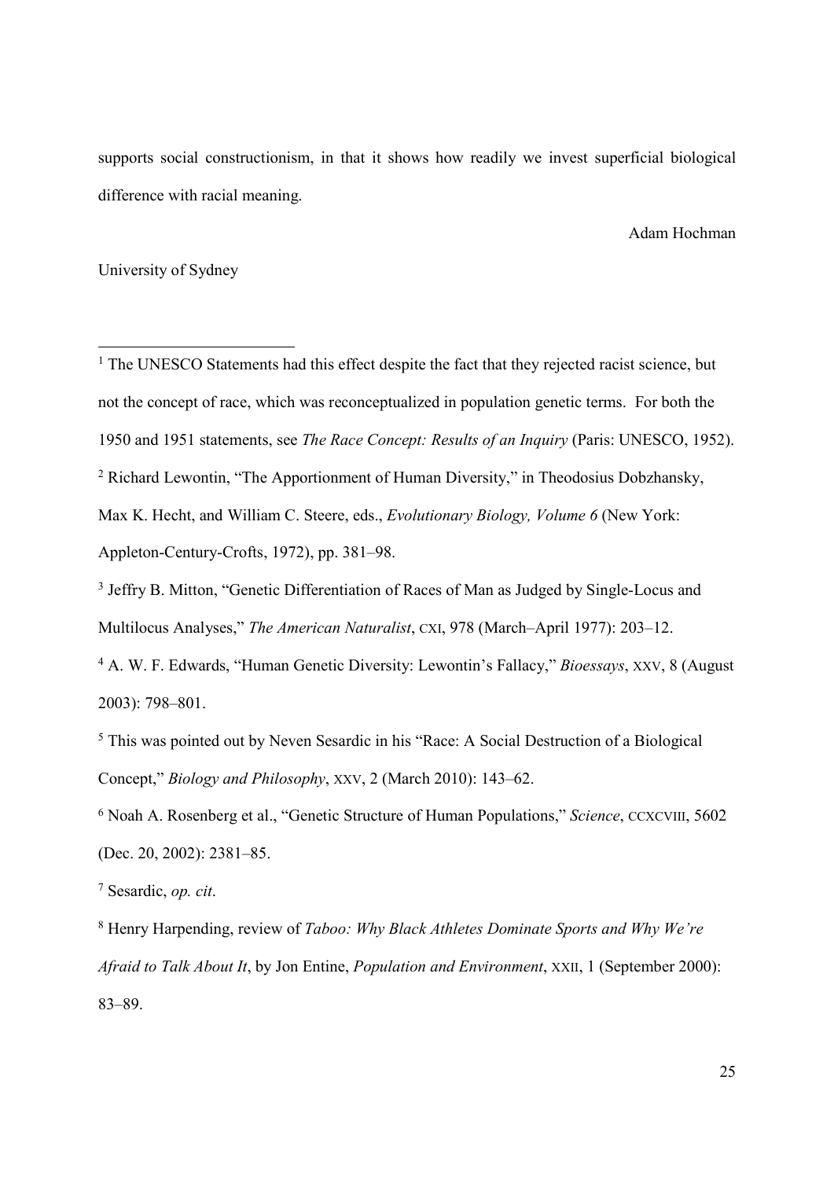supports social constructionism, in that it shows how readily we invest superficial biological difference with racial meaning.

Adam Hochman

University of Sydney

---

[1] The UNESCO Statements had this effect despite the fact that they rejected racist science, but not the concept of race, which was reconceptualized in population genetic terms. For both the 1950 and 1951 statements, see *The Race Concept: Results of an Inquiry* (Paris: UNESCO, 1952).

[2] Richard Lewontin, "The Apportionment of Human Diversity," in Theodosius Dobzhansky, Max K. Hecht, and William C. Steere, eds., *Evolutionary Biology, Volume 6* (New York: Appleton-Century-Crofts, 1972), pp. 381–98.

[3] Jeffry B. Mitton, "Genetic Differentiation of Races of Man as Judged by Single-Locus and Multilocus Analyses," *The American Naturalist*, CXI, 978 (March–April 1977): 203–12.

[4] A. W. F. Edwards, "Human Genetic Diversity: Lewontin's Fallacy," *Bioessays*, XXV, 8 (August 2003): 798–801.

[5] This was pointed out by Neven Sesardic in his "Race: A Social Destruction of a Biological Concept," *Biology and Philosophy*, XXV, 2 (March 2010): 143–62.

[6] Noah A. Rosenberg et al., "Genetic Structure of Human Populations," *Science*, CCXCVIII, 5602 (Dec. 20, 2002): 2381–85.

[7] Sesardic, *op. cit*.

[8] Henry Harpending, review of *Taboo: Why Black Athletes Dominate Sports and Why We're Afraid to Talk About It*, by Jon Entine, *Population and Environment*, XXII, 1 (September 2000): 83–89.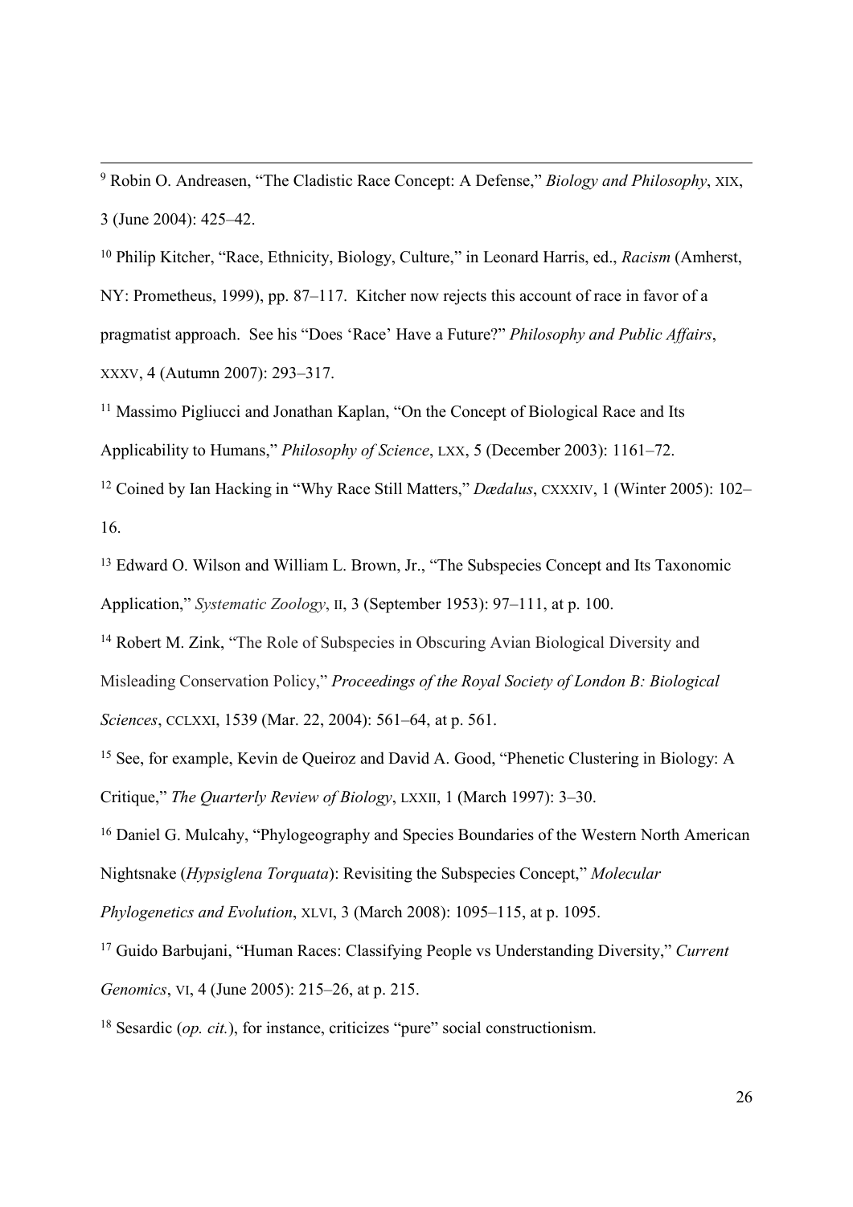[9] Robin O. Andreasen, "The Cladistic Race Concept: A Defense," *Biology and Philosophy*, XIX, 3 (June 2004): 425–42.

[10] Philip Kitcher, "Race, Ethnicity, Biology, Culture," in Leonard Harris, ed., *Racism* (Amherst, NY: Prometheus, 1999), pp. 87–117. Kitcher now rejects this account of race in favor of a pragmatist approach. See his "Does 'Race' Have a Future?" *Philosophy and Public Affairs*, XXXV, 4 (Autumn 2007): 293–317.

[11] Massimo Pigliucci and Jonathan Kaplan, "On the Concept of Biological Race and Its Applicability to Humans," *Philosophy of Science*, LXX, 5 (December 2003): 1161–72.

[12] Coined by Ian Hacking in "Why Race Still Matters," *Dædalus*, CXXXIV, 1 (Winter 2005): 102–16.

[13] Edward O. Wilson and William L. Brown, Jr., "The Subspecies Concept and Its Taxonomic Application," *Systematic Zoology*, II, 3 (September 1953): 97–111, at p. 100.

[14] Robert M. Zink, "The Role of Subspecies in Obscuring Avian Biological Diversity and Misleading Conservation Policy," *Proceedings of the Royal Society of London B: Biological Sciences*, CCLXXI, 1539 (Mar. 22, 2004): 561–64, at p. 561.

[15] See, for example, Kevin de Queiroz and David A. Good, "Phenetic Clustering in Biology: A Critique," *The Quarterly Review of Biology*, LXXII, 1 (March 1997): 3–30.

[16] Daniel G. Mulcahy, "Phylogeography and Species Boundaries of the Western North American Nightsnake (*Hypsiglena Torquata*): Revisiting the Subspecies Concept," *Molecular Phylogenetics and Evolution*, XLVI, 3 (March 2008): 1095–115, at p. 1095.

[17] Guido Barbujani, "Human Races: Classifying People vs Understanding Diversity," *Current Genomics*, VI, 4 (June 2005): 215–26, at p. 215.

[18] Sesardic (*op. cit.*), for instance, criticizes "pure" social constructionism.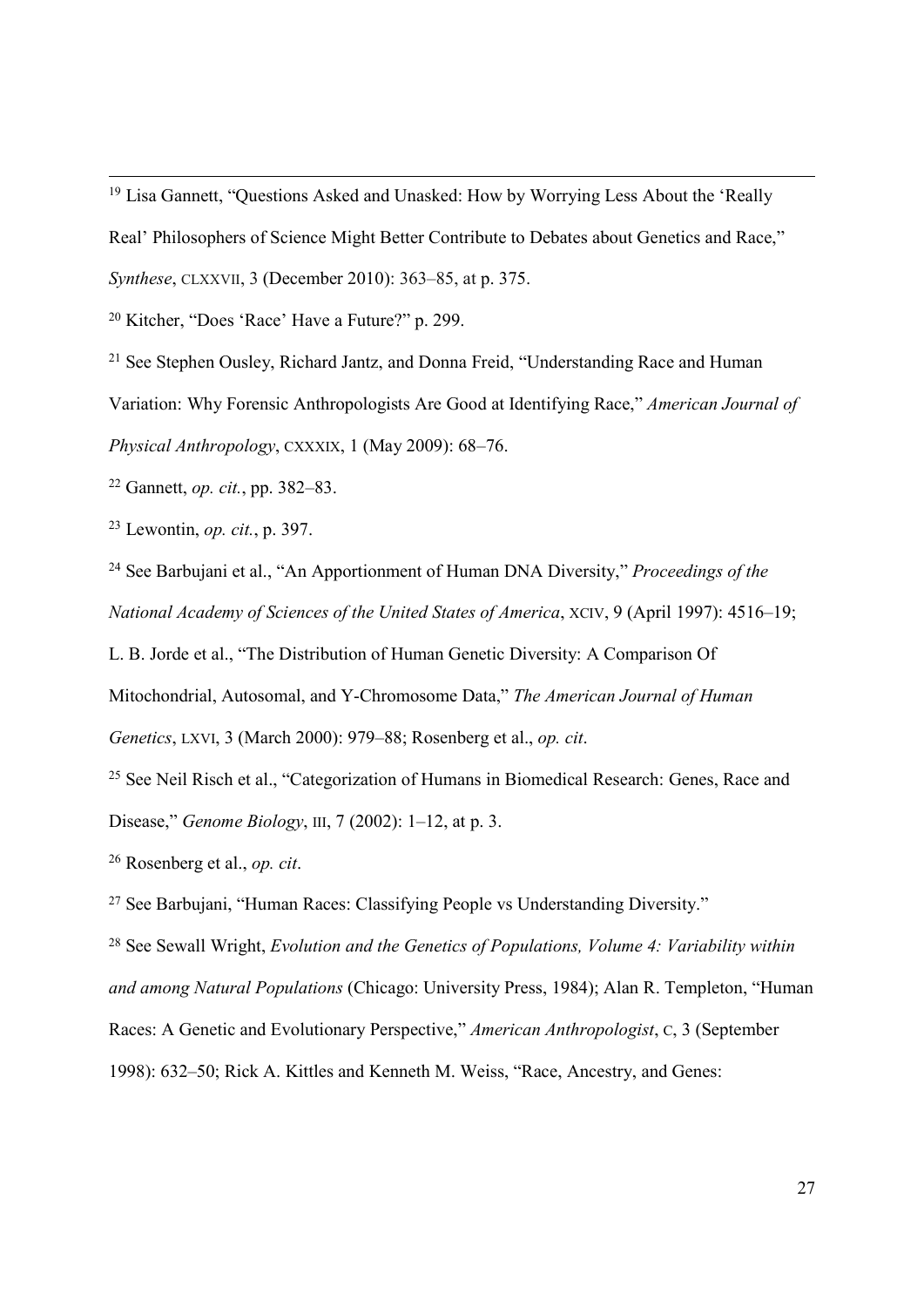[19] Lisa Gannett, "Questions Asked and Unasked: How by Worrying Less About the 'Really Real' Philosophers of Science Might Better Contribute to Debates about Genetics and Race," *Synthese*, CLXXVII, 3 (December 2010): 363–85, at p. 375.

[20] Kitcher, "Does 'Race' Have a Future?" p. 299.

[21] See Stephen Ousley, Richard Jantz, and Donna Freid, "Understanding Race and Human Variation: Why Forensic Anthropologists Are Good at Identifying Race," *American Journal of Physical Anthropology*, CXXXIX, 1 (May 2009): 68–76.

[22] Gannett, *op. cit.*, pp. 382–83.

[23] Lewontin, *op. cit.*, p. 397.

[24] See Barbujani et al., "An Apportionment of Human DNA Diversity," *Proceedings of the National Academy of Sciences of the United States of America*, XCIV, 9 (April 1997): 4516–19; L. B. Jorde et al., "The Distribution of Human Genetic Diversity: A Comparison Of Mitochondrial, Autosomal, and Y-Chromosome Data," *The American Journal of Human Genetics*, LXVI, 3 (March 2000): 979–88; Rosenberg et al., *op. cit*.

[25] See Neil Risch et al., "Categorization of Humans in Biomedical Research: Genes, Race and Disease," *Genome Biology*, III, 7 (2002): 1–12, at p. 3.

[26] Rosenberg et al., *op. cit*.

[27] See Barbujani, "Human Races: Classifying People vs Understanding Diversity."

[28] See Sewall Wright, *Evolution and the Genetics of Populations, Volume 4: Variability within and among Natural Populations* (Chicago: University Press, 1984); Alan R. Templeton, "Human Races: A Genetic and Evolutionary Perspective," *American Anthropologist*, C, 3 (September 1998): 632–50; Rick A. Kittles and Kenneth M. Weiss, "Race, Ancestry, and Genes: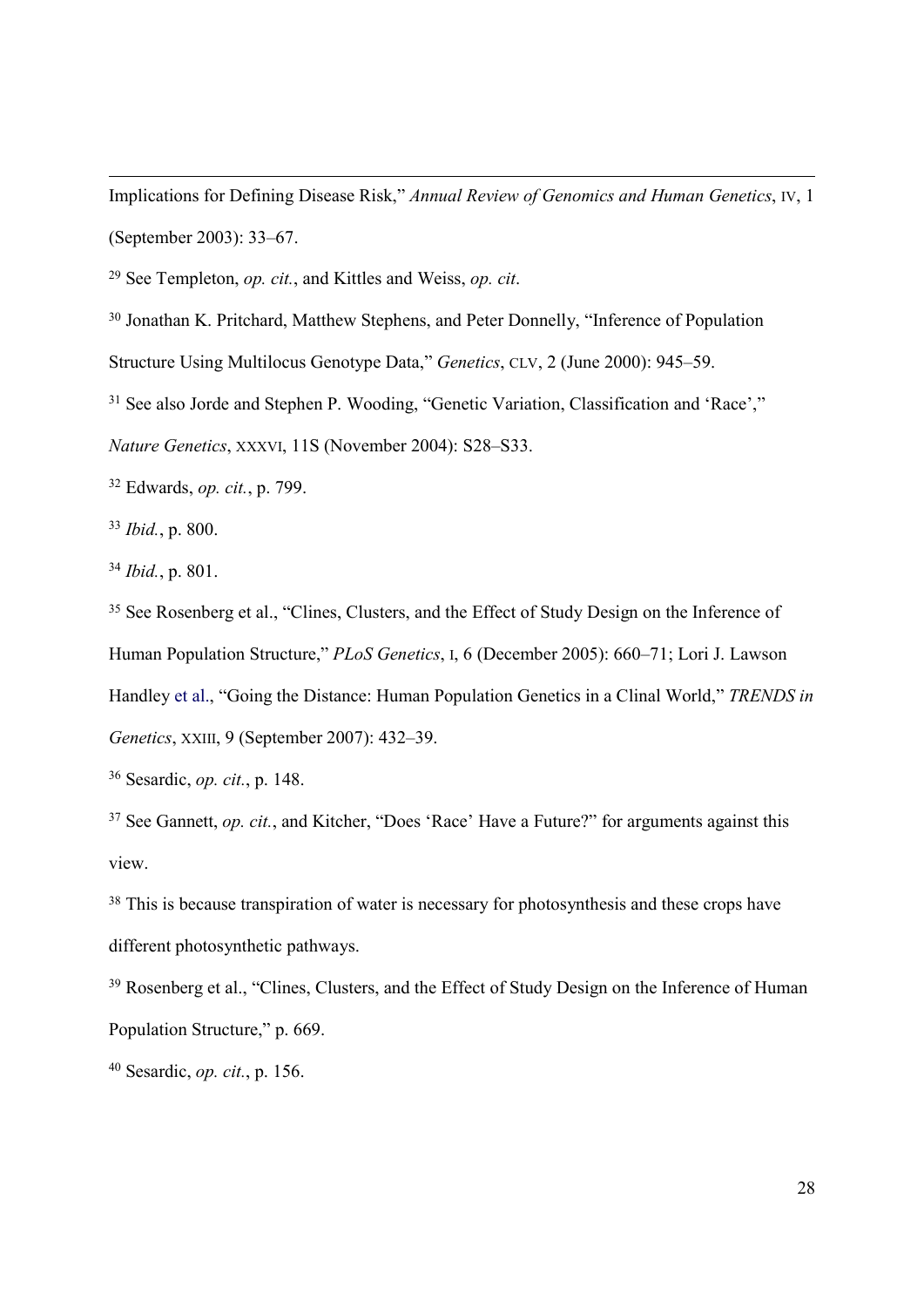Implications for Defining Disease Risk," *Annual Review of Genomics and Human Genetics*, IV, 1 (September 2003): 33–67.

[29] See Templeton, *op. cit.*, and Kittles and Weiss, *op. cit*.

[30] Jonathan K. Pritchard, Matthew Stephens, and Peter Donnelly, "Inference of Population Structure Using Multilocus Genotype Data," *Genetics*, CLV, 2 (June 2000): 945–59.

[31] See also Jorde and Stephen P. Wooding, "Genetic Variation, Classification and 'Race'," *Nature Genetics*, XXXVI, 11S (November 2004): S28–S33.

[32] Edwards, *op. cit.*, p. 799.

[33] *Ibid.*, p. 800.

[34] *Ibid.*, p. 801.

[35] See Rosenberg et al., "Clines, Clusters, and the Effect of Study Design on the Inference of Human Population Structure," *PLoS Genetics*, I, 6 (December 2005): 660–71; Lori J. Lawson Handley et al., "Going the Distance: Human Population Genetics in a Clinal World," *TRENDS in Genetics*, XXIII, 9 (September 2007): 432–39.

[36] Sesardic, *op. cit.*, p. 148.

[37] See Gannett, *op. cit.*, and Kitcher, "Does 'Race' Have a Future?" for arguments against this view.

[38] This is because transpiration of water is necessary for photosynthesis and these crops have different photosynthetic pathways.

[39] Rosenberg et al., "Clines, Clusters, and the Effect of Study Design on the Inference of Human Population Structure," p. 669.

[40] Sesardic, *op. cit.*, p. 156.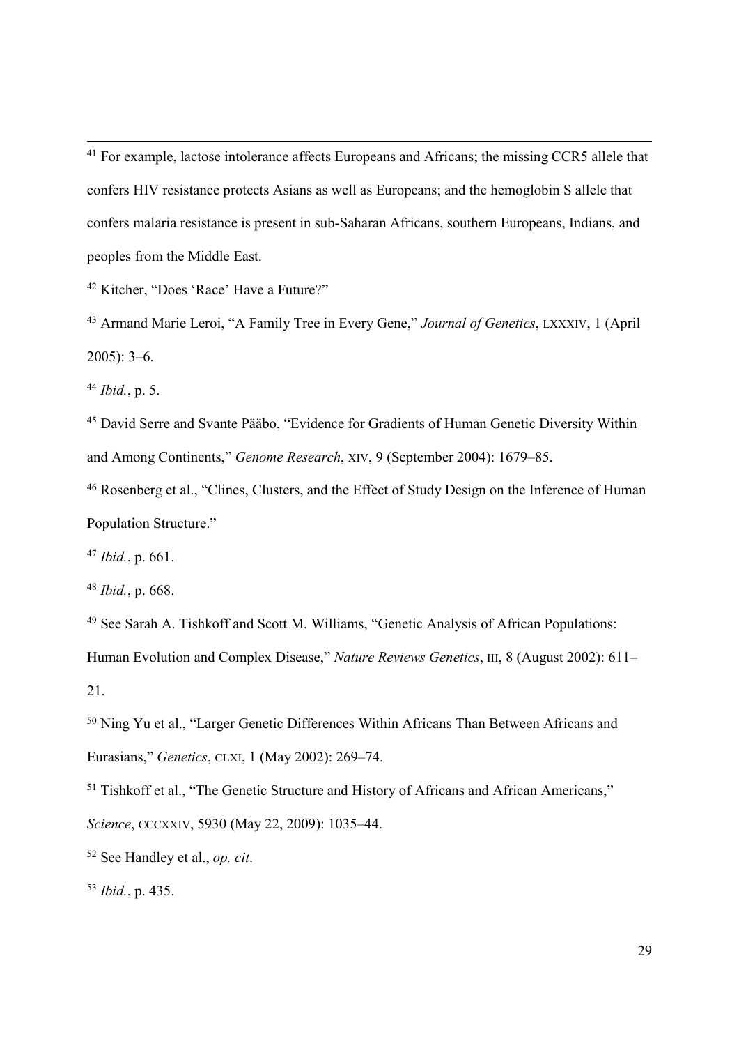[41] For example, lactose intolerance affects Europeans and Africans; the missing CCR5 allele that confers HIV resistance protects Asians as well as Europeans; and the hemoglobin S allele that confers malaria resistance is present in sub-Saharan Africans, southern Europeans, Indians, and peoples from the Middle East.

[42] Kitcher, "Does 'Race' Have a Future?"

[43] Armand Marie Leroi, "A Family Tree in Every Gene," *Journal of Genetics*, LXXXIV, 1 (April 2005): 3–6.

[44] *Ibid.*, p. 5.

[45] David Serre and Svante Pääbo, "Evidence for Gradients of Human Genetic Diversity Within and Among Continents," *Genome Research*, XIV, 9 (September 2004): 1679–85.

[46] Rosenberg et al., "Clines, Clusters, and the Effect of Study Design on the Inference of Human Population Structure."

[47] *Ibid.*, p. 661.

[48] *Ibid.*, p. 668.

[49] See Sarah A. Tishkoff and Scott M. Williams, "Genetic Analysis of African Populations: Human Evolution and Complex Disease," *Nature Reviews Genetics*, III, 8 (August 2002): 611–21.

[50] Ning Yu et al., "Larger Genetic Differences Within Africans Than Between Africans and Eurasians," *Genetics*, CLXI, 1 (May 2002): 269–74.

[51] Tishkoff et al., "The Genetic Structure and History of Africans and African Americans," *Science*, CCCXXIV, 5930 (May 22, 2009): 1035–44.

[52] See Handley et al., *op. cit*.

[53] *Ibid.*, p. 435.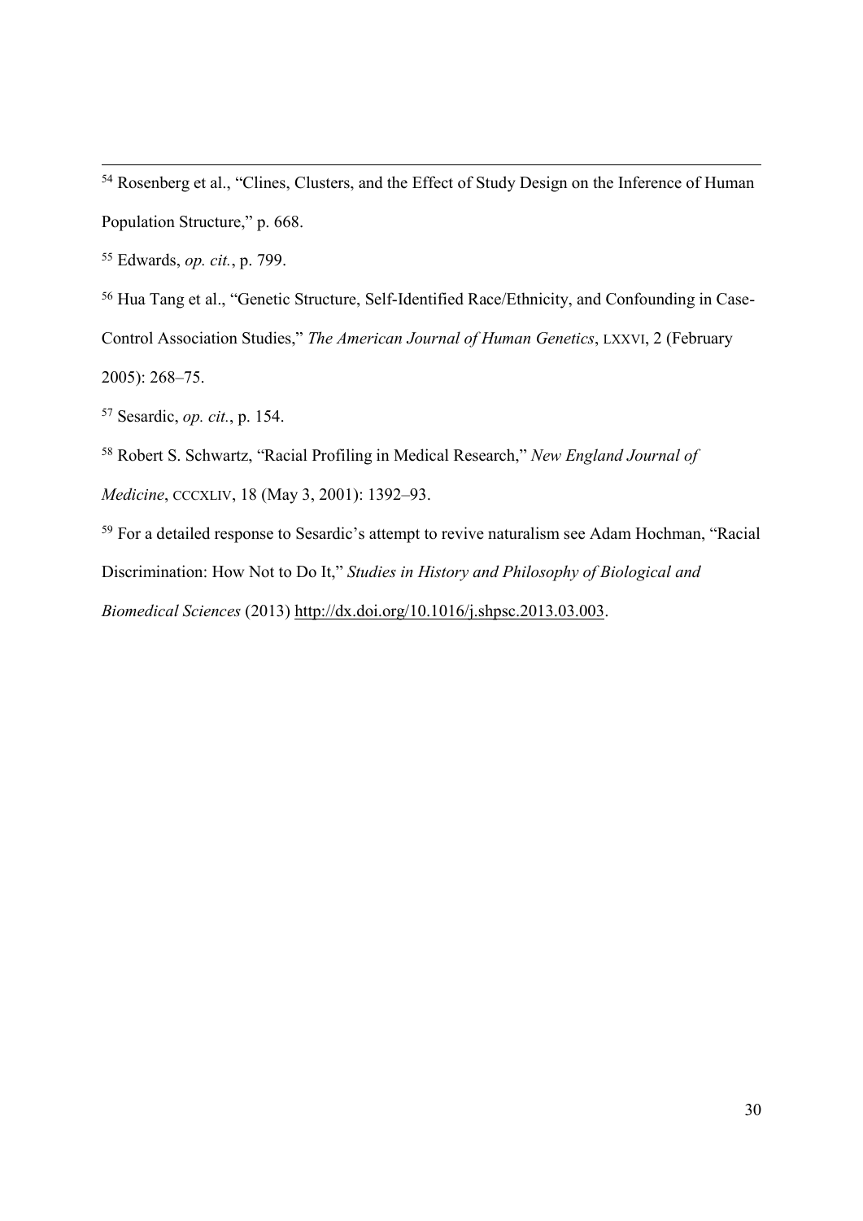[54] Rosenberg et al., "Clines, Clusters, and the Effect of Study Design on the Inference of Human Population Structure," p. 668.

[55] Edwards, *op. cit.*, p. 799.

[56] Hua Tang et al., "Genetic Structure, Self-Identified Race/Ethnicity, and Confounding in Case-Control Association Studies," *The American Journal of Human Genetics*, LXXVI, 2 (February 2005): 268–75.

[57] Sesardic, *op. cit.*, p. 154.

[58] Robert S. Schwartz, "Racial Profiling in Medical Research," *New England Journal of Medicine*, CCCXLIV, 18 (May 3, 2001): 1392–93.

[59] For a detailed response to Sesardic's attempt to revive naturalism see Adam Hochman, "Racial Discrimination: How Not to Do It," *Studies in History and Philosophy of Biological and Biomedical Sciences* (2013) http://dx.doi.org/10.1016/j.shpsc.2013.03.003.